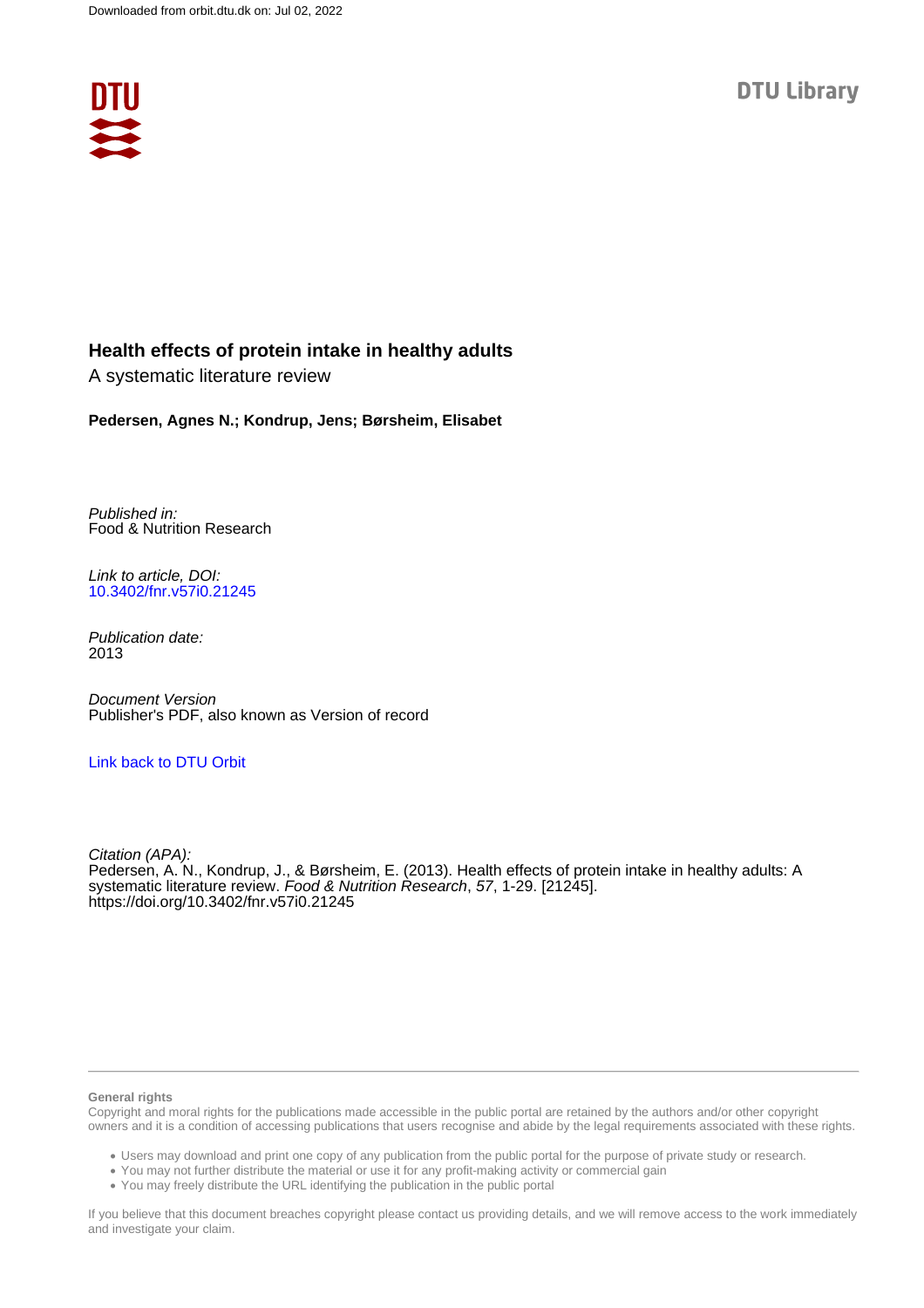Downloaded from orbit.dtu.dk on: Jul 02, 2022

DTU Library

# Health effects of protein intake in healthy adults

A systematic literature review

**Pedersen, Agnes N.; Kondrup, Jens; Børsheim, Elisabet**

*Published in:*
Food & Nutrition Research

*Link to article, DOI:*
10.3402/fnr.v57i0.21245

*Publication date:*
2013

*Document Version*
Publisher's PDF, also known as Version of record

Link back to DTU Orbit

*Citation (APA):*
Pedersen, A. N., Kondrup, J., & Børsheim, E. (2013). Health effects of protein intake in healthy adults: A systematic literature review. *Food & Nutrition Research*, *57*, 1-29. [21245]. https://doi.org/10.3402/fnr.v57i0.21245

**General rights**

Copyright and moral rights for the publications made accessible in the public portal are retained by the authors and/or other copyright owners and it is a condition of accessing publications that users recognise and abide by the legal requirements associated with these rights.

- Users may download and print one copy of any publication from the public portal for the purpose of private study or research.
- You may not further distribute the material or use it for any profit-making activity or commercial gain
- You may freely distribute the URL identifying the publication in the public portal

If you believe that this document breaches copyright please contact us providing details, and we will remove access to the work immediately and investigate your claim.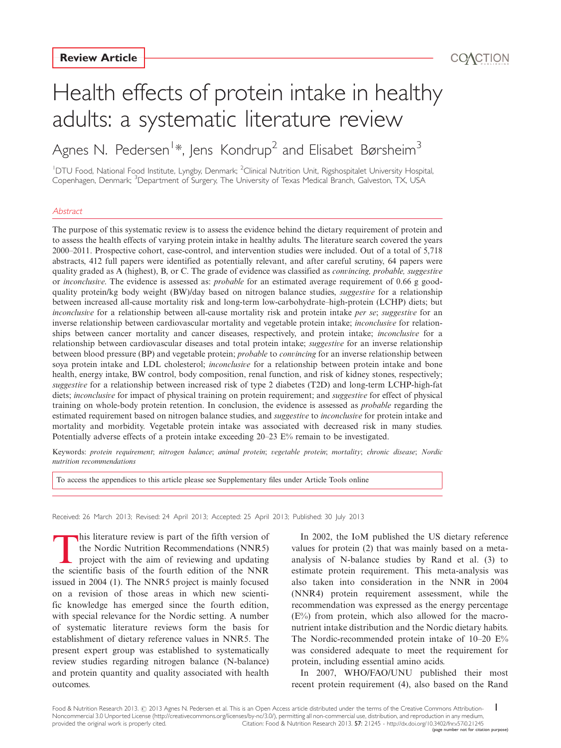Review Article

# Health effects of protein intake in healthy adults: a systematic literature review

Agnes N. Pedersen[1]*, Jens Kondrup[2] and Elisabet Børsheim[3]

[1]DTU Food, National Food Institute, Lyngby, Denmark; [2]Clinical Nutrition Unit, Rigshospitalet University Hospital, Copenhagen, Denmark; [3]Department of Surgery, The University of Texas Medical Branch, Galveston, TX, USA

## Abstract

The purpose of this systematic review is to assess the evidence behind the dietary requirement of protein and to assess the health effects of varying protein intake in healthy adults. The literature search covered the years 2000–2011. Prospective cohort, case-control, and intervention studies were included. Out of a total of 5,718 abstracts, 412 full papers were identified as potentially relevant, and after careful scrutiny, 64 papers were quality graded as A (highest), B, or C. The grade of evidence was classified as *convincing, probable, suggestive* or *inconclusive*. The evidence is assessed as: *probable* for an estimated average requirement of 0.66 g good-quality protein/kg body weight (BW)/day based on nitrogen balance studies, *suggestive* for a relationship between increased all-cause mortality risk and long-term low-carbohydrate–high-protein (LCHP) diets; but *inconclusive* for a relationship between all-cause mortality risk and protein intake *per se*; *suggestive* for an inverse relationship between cardiovascular mortality and vegetable protein intake; *inconclusive* for relationships between cancer mortality and cancer diseases, respectively, and protein intake; *inconclusive* for a relationship between cardiovascular diseases and total protein intake; *suggestive* for an inverse relationship between blood pressure (BP) and vegetable protein; *probable* to *convincing* for an inverse relationship between soya protein intake and LDL cholesterol; *inconclusive* for a relationship between protein intake and bone health, energy intake, BW control, body composition, renal function, and risk of kidney stones, respectively; *suggestive* for a relationship between increased risk of type 2 diabetes (T2D) and long-term LCHP-high-fat diets; *inconclusive* for impact of physical training on protein requirement; and *suggestive* for effect of physical training on whole-body protein retention. In conclusion, the evidence is assessed as *probable* regarding the estimated requirement based on nitrogen balance studies, and *suggestive* to *inconclusive* for protein intake and mortality and morbidity. Vegetable protein intake was associated with decreased risk in many studies. Potentially adverse effects of a protein intake exceeding 20–23 E% remain to be investigated.

Keywords: *protein requirement*; *nitrogen balance*; *animal protein*; *vegetable protein*; *mortality*; *chronic disease*; *Nordic nutrition recommendations*

To access the appendices to this article please see Supplementary files under Article Tools online

Received: 26 March 2013; Revised: 24 April 2013; Accepted: 25 April 2013; Published: 30 July 2013

This literature review is part of the fifth version of the Nordic Nutrition Recommendations (NNR5) project with the aim of reviewing and updating the scientific basis of the fourth edition of the NNR issued in 2004 (1). The NNR5 project is mainly focused on a revision of those areas in which new scientific knowledge has emerged since the fourth edition, with special relevance for the Nordic setting. A number of systematic literature reviews form the basis for establishment of dietary reference values in NNR5. The present expert group was established to systematically review studies regarding nitrogen balance (N-balance) and protein quantity and quality associated with health outcomes.

In 2002, the IoM published the US dietary reference values for protein (2) that was mainly based on a meta-analysis of N-balance studies by Rand et al. (3) to estimate protein requirement. This meta-analysis was also taken into consideration in the NNR in 2004 (NNR4) protein requirement assessment, while the recommendation was expressed as the energy percentage (E%) from protein, which also allowed for the macronutrient intake distribution and the Nordic dietary habits. The Nordic-recommended protein intake of 10–20 E% was considered adequate to meet the requirement for protein, including essential amino acids.

In 2007, WHO/FAO/UNU published their most recent protein requirement (4), also based on the Rand

Food & Nutrition Research 2013. © 2013 Agnes N. Pedersen et al. This is an Open Access article distributed under the terms of the Creative Commons Attribution-Noncommercial 3.0 Unported License (http://creativecommons.org/licenses/by-nc/3.0/), permitting all non-commercial use, distribution, and reproduction in any medium, provided the original work is properly cited. Citation: Food & Nutrition Research 2013. 57: 21245 - http://dx.doi.org/10.3402/fnr.v57i0.21245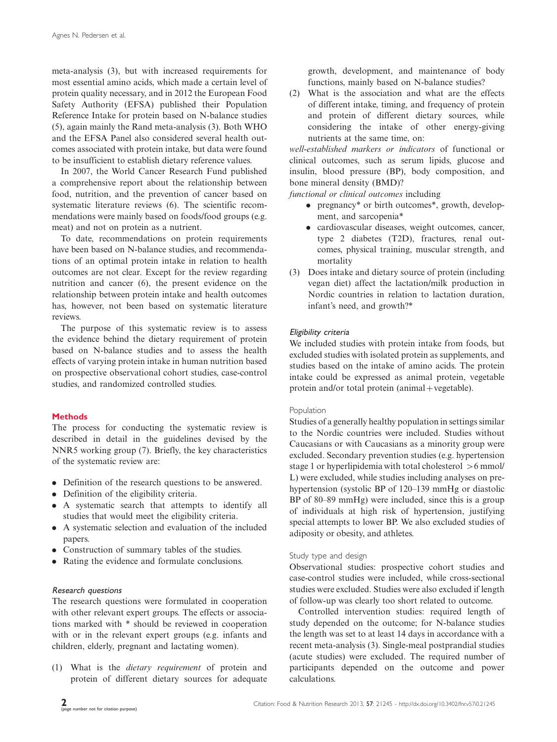meta-analysis (3), but with increased requirements for most essential amino acids, which made a certain level of protein quality necessary, and in 2012 the European Food Safety Authority (EFSA) published their Population Reference Intake for protein based on N-balance studies (5), again mainly the Rand meta-analysis (3). Both WHO and the EFSA Panel also considered several health outcomes associated with protein intake, but data were found to be insufficient to establish dietary reference values.

In 2007, the World Cancer Research Fund published a comprehensive report about the relationship between food, nutrition, and the prevention of cancer based on systematic literature reviews (6). The scientific recommendations were mainly based on foods/food groups (e.g. meat) and not on protein as a nutrient.

To date, recommendations on protein requirements have been based on N-balance studies, and recommendations of an optimal protein intake in relation to health outcomes are not clear. Except for the review regarding nutrition and cancer (6), the present evidence on the relationship between protein intake and health outcomes has, however, not been based on systematic literature reviews.

The purpose of this systematic review is to assess the evidence behind the dietary requirement of protein based on N-balance studies and to assess the health effects of varying protein intake in human nutrition based on prospective observational cohort studies, case-control studies, and randomized controlled studies.

## Methods

The process for conducting the systematic review is described in detail in the guidelines devised by the NNR5 working group (7). Briefly, the key characteristics of the systematic review are:

- Definition of the research questions to be answered.
- Definition of the eligibility criteria.
- A systematic search that attempts to identify all studies that would meet the eligibility criteria.
- A systematic selection and evaluation of the included papers.
- Construction of summary tables of the studies.
- Rating the evidence and formulate conclusions.

### *Research questions*

The research questions were formulated in cooperation with other relevant expert groups. The effects or associations marked with * should be reviewed in cooperation with or in the relevant expert groups (e.g. infants and children, elderly, pregnant and lactating women).

(1) What is the *dietary requirement* of protein and protein of different dietary sources for adequate growth, development, and maintenance of body functions, mainly based on N-balance studies?

(2) What is the association and what are the effects of different intake, timing, and frequency of protein and protein of different dietary sources, while considering the intake of other energy-giving nutrients at the same time, on:

*well-established markers or indicators* of functional or clinical outcomes, such as serum lipids, glucose and insulin, blood pressure (BP), body composition, and bone mineral density (BMD)?

*functional or clinical outcomes* including

- pregnancy* or birth outcomes*, growth, development, and sarcopenia*
- cardiovascular diseases, weight outcomes, cancer, type 2 diabetes (T2D), fractures, renal outcomes, physical training, muscular strength, and mortality

(3) Does intake and dietary source of protein (including vegan diet) affect the lactation/milk production in Nordic countries in relation to lactation duration, infant's need, and growth?*

### *Eligibility criteria*

We included studies with protein intake from foods, but excluded studies with isolated protein as supplements, and studies based on the intake of amino acids. The protein intake could be expressed as animal protein, vegetable protein and/or total protein (animal + vegetable).

#### Population

Studies of a generally healthy population in settings similar to the Nordic countries were included. Studies without Caucasians or with Caucasians as a minority group were excluded. Secondary prevention studies (e.g. hypertension stage 1 or hyperlipidemia with total cholesterol >6 mmol/L) were excluded, while studies including analyses on pre-hypertension (systolic BP of 120–139 mmHg or diastolic BP of 80–89 mmHg) were included, since this is a group of individuals at high risk of hypertension, justifying special attempts to lower BP. We also excluded studies of adiposity or obesity, and athletes.

#### Study type and design

Observational studies: prospective cohort studies and case-control studies were included, while cross-sectional studies were excluded. Studies were also excluded if length of follow-up was clearly too short related to outcome.

Controlled intervention studies: required length of study depended on the outcome; for N-balance studies the length was set to at least 14 days in accordance with a recent meta-analysis (3). Single-meal postprandial studies (acute studies) were excluded. The required number of participants depended on the outcome and power calculations.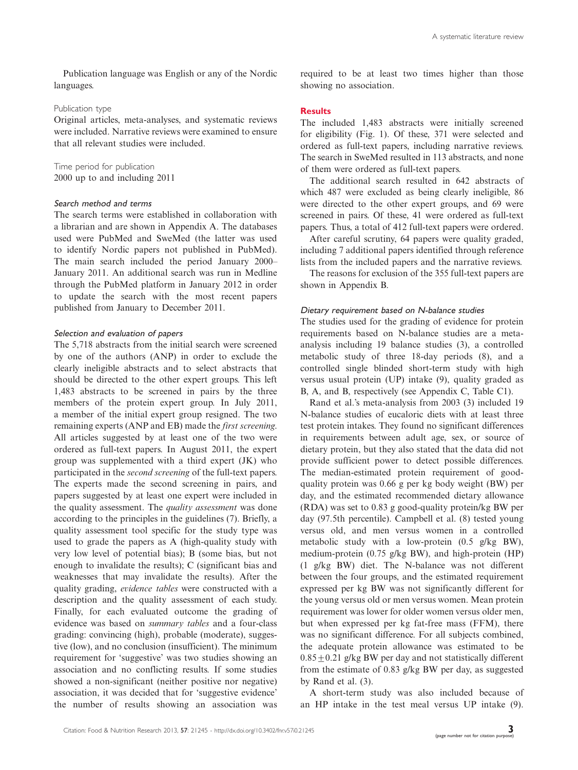Publication language was English or any of the Nordic languages.

#### Publication type

Original articles, meta-analyses, and systematic reviews were included. Narrative reviews were examined to ensure that all relevant studies were included.

#### Time period for publication

2000 up to and including 2011

#### *Search method and terms*

The search terms were established in collaboration with a librarian and are shown in Appendix A. The databases used were PubMed and SweMed (the latter was used to identify Nordic papers not published in PubMed). The main search included the period January 2000–January 2011. An additional search was run in Medline through the PubMed platform in January 2012 in order to update the search with the most recent papers published from January to December 2011.

#### *Selection and evaluation of papers*

The 5,718 abstracts from the initial search were screened by one of the authors (ANP) in order to exclude the clearly ineligible abstracts and to select abstracts that should be directed to the other expert groups. This left 1,483 abstracts to be screened in pairs by the three members of the protein expert group. In July 2011, a member of the initial expert group resigned. The two remaining experts (ANP and EB) made the *first screening*. All articles suggested by at least one of the two were ordered as full-text papers. In August 2011, the expert group was supplemented with a third expert (JK) who participated in the *second screening* of the full-text papers. The experts made the second screening in pairs, and papers suggested by at least one expert were included in the quality assessment. The *quality assessment* was done according to the principles in the guidelines (7). Briefly, a quality assessment tool specific for the study type was used to grade the papers as A (high-quality study with very low level of potential bias); B (some bias, but not enough to invalidate the results); C (significant bias and weaknesses that may invalidate the results). After the quality grading, *evidence tables* were constructed with a description and the quality assessment of each study. Finally, for each evaluated outcome the grading of evidence was based on *summary tables* and a four-class grading: convincing (high), probable (moderate), suggestive (low), and no conclusion (insufficient). The minimum requirement for 'suggestive' was two studies showing an association and no conflicting results. If some studies showed a non-significant (neither positive nor negative) association, it was decided that for 'suggestive evidence' the number of results showing an association was required to be at least two times higher than those showing no association.

### Results

The included 1,483 abstracts were initially screened for eligibility (Fig. 1). Of these, 371 were selected and ordered as full-text papers, including narrative reviews. The search in SweMed resulted in 113 abstracts, and none of them were ordered as full-text papers.

The additional search resulted in 642 abstracts of which 487 were excluded as being clearly ineligible, 86 were directed to the other expert groups, and 69 were screened in pairs. Of these, 41 were ordered as full-text papers. Thus, a total of 412 full-text papers were ordered.

After careful scrutiny, 64 papers were quality graded, including 7 additional papers identified through reference lists from the included papers and the narrative reviews.

The reasons for exclusion of the 355 full-text papers are shown in Appendix B.

#### *Dietary requirement based on N-balance studies*

The studies used for the grading of evidence for protein requirements based on N-balance studies are a meta-analysis including 19 balance studies (3), a controlled metabolic study of three 18-day periods (8), and a controlled single blinded short-term study with high versus usual protein (UP) intake (9), quality graded as B, A, and B, respectively (see Appendix C, Table C1).

Rand et al.'s meta-analysis from 2003 (3) included 19 N-balance studies of eucaloric diets with at least three test protein intakes. They found no significant differences in requirements between adult age, sex, or source of dietary protein, but they also stated that the data did not provide sufficient power to detect possible differences. The median-estimated protein requirement of good-quality protein was 0.66 g per kg body weight (BW) per day, and the estimated recommended dietary allowance (RDA) was set to 0.83 g good-quality protein/kg BW per day (97.5th percentile). Campbell et al. (8) tested young versus old, and men versus women in a controlled metabolic study with a low-protein (0.5 g/kg BW), medium-protein (0.75 g/kg BW), and high-protein (HP) (1 g/kg BW) diet. The N-balance was not different between the four groups, and the estimated requirement expressed per kg BW was not significantly different for the young versus old or men versus women. Mean protein requirement was lower for older women versus older men, but when expressed per kg fat-free mass (FFM), there was no significant difference. For all subjects combined, the adequate protein allowance was estimated to be $0.85 \pm 0.21$ g/kg BW per day and not statistically different from the estimate of 0.83 g/kg BW per day, as suggested by Rand et al. (3).

A short-term study was also included because of an HP intake in the test meal versus UP intake (9).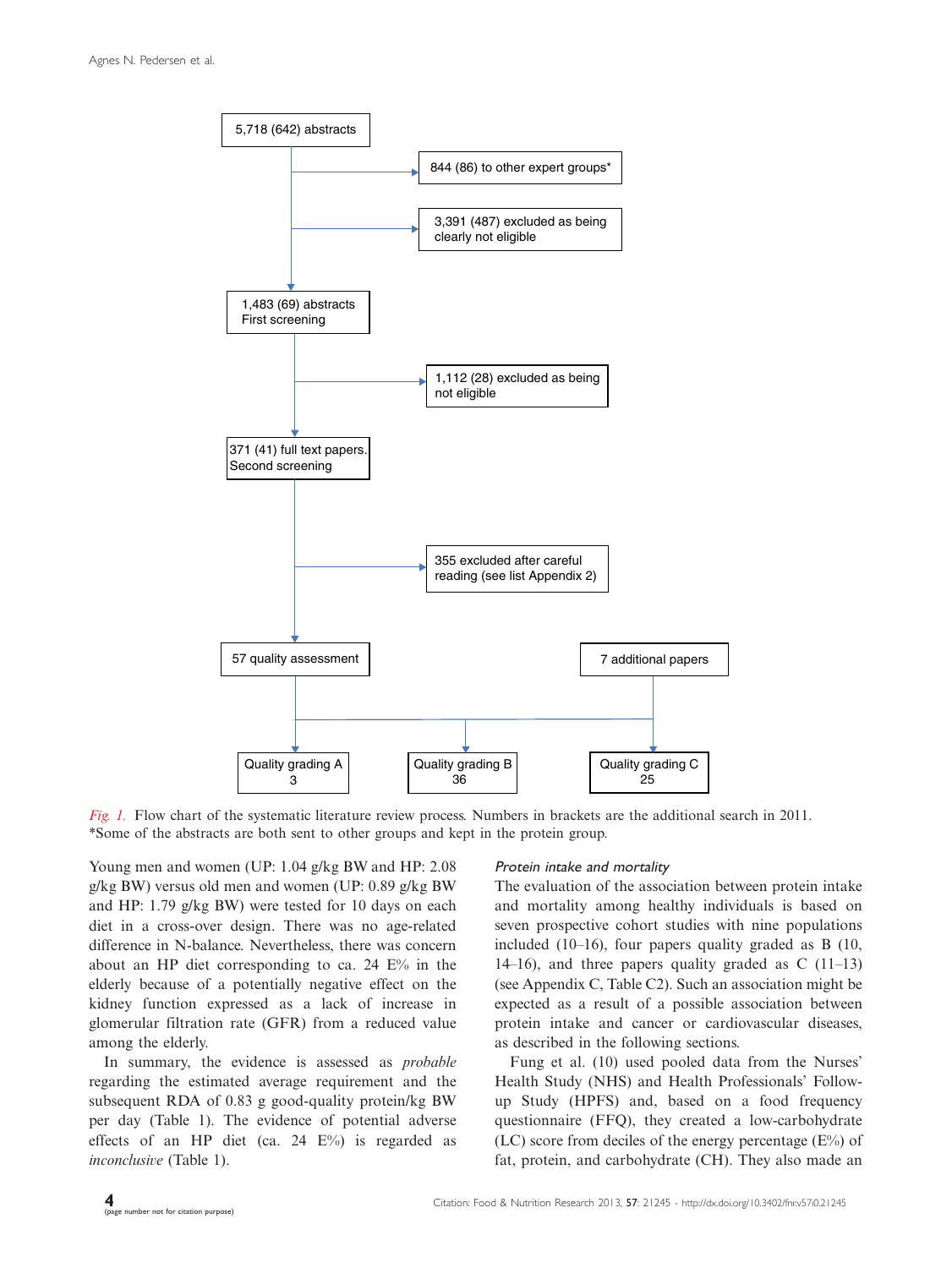5,718 (642) abstracts

844 (86) to other expert groups*

3,391 (487) excluded as being clearly not eligible

1,483 (69) abstracts First screening

1,112 (28) excluded as being not eligible

371 (41) full text papers. Second screening

355 excluded after careful reading (see list Appendix 2)

57 quality assessment

7 additional papers

Quality grading A 3

Quality grading B 36

Quality grading C 25

*Fig. 1.* Flow chart of the systematic literature review process. Numbers in brackets are the additional search in 2011. *Some of the abstracts are both sent to other groups and kept in the protein group.

Young men and women (UP: 1.04 g/kg BW and HP: 2.08 g/kg BW) versus old men and women (UP: 0.89 g/kg BW and HP: 1.79 g/kg BW) were tested for 10 days on each diet in a cross-over design. There was no age-related difference in N-balance. Nevertheless, there was concern about an HP diet corresponding to ca. 24 E% in the elderly because of a potentially negative effect on the kidney function expressed as a lack of increase in glomerular filtration rate (GFR) from a reduced value among the elderly.

In summary, the evidence is assessed as *probable* regarding the estimated average requirement and the subsequent RDA of 0.83 g good-quality protein/kg BW per day (Table 1). The evidence of potential adverse effects of an HP diet (ca. 24 E%) is regarded as *inconclusive* (Table 1).

### *Protein intake and mortality*

The evaluation of the association between protein intake and mortality among healthy individuals is based on seven prospective cohort studies with nine populations included (10–16), four papers quality graded as B (10, 14–16), and three papers quality graded as C (11–13) (see Appendix C, Table C2). Such an association might be expected as a result of a possible association between protein intake and cancer or cardiovascular diseases, as described in the following sections.

Fung et al. (10) used pooled data from the Nurses' Health Study (NHS) and Health Professionals' Follow-up Study (HPFS) and, based on a food frequency questionnaire (FFQ), they created a low-carbohydrate (LC) score from deciles of the energy percentage (E%) of fat, protein, and carbohydrate (CH). They also made an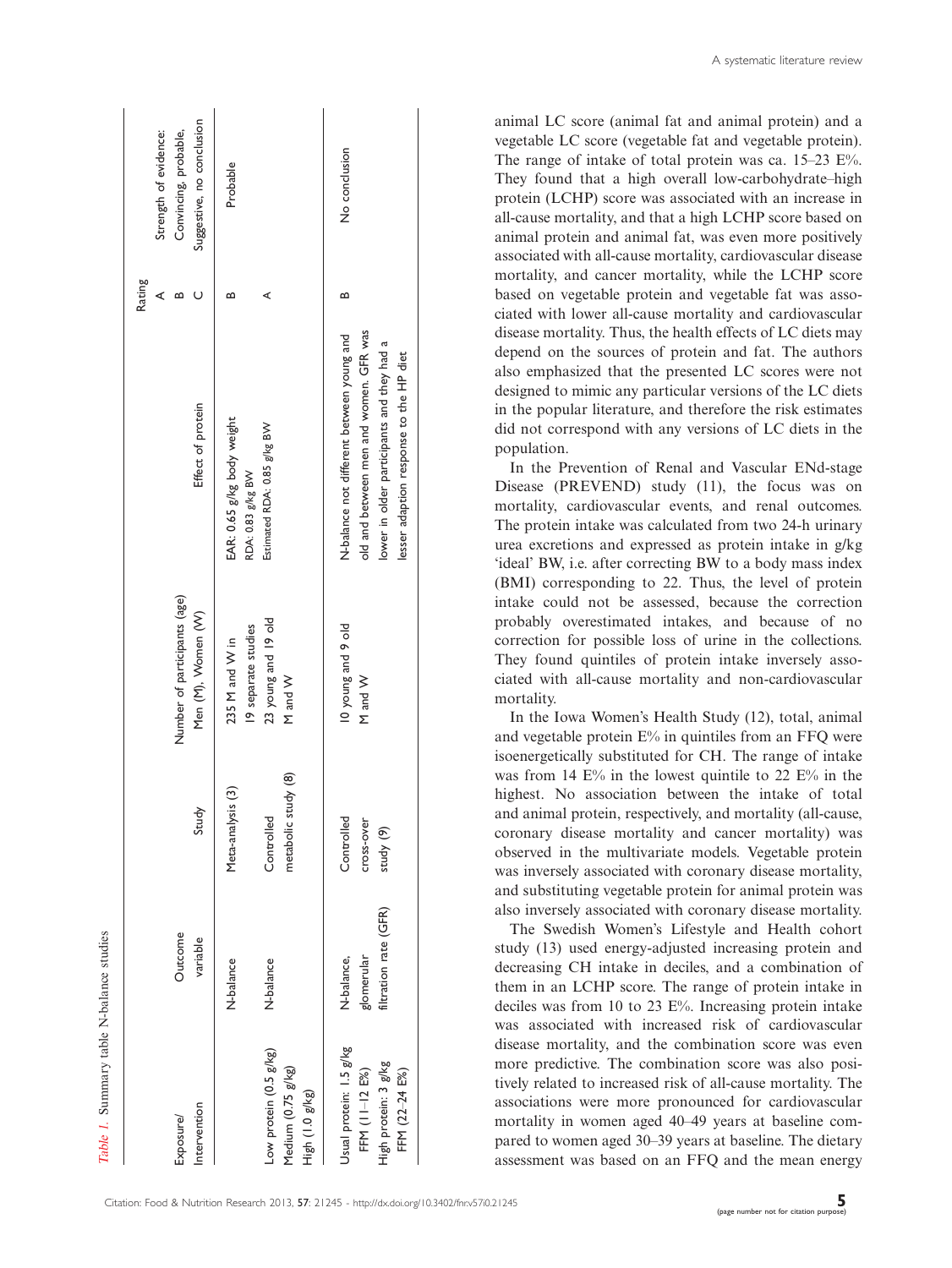*Table 1.* Summary table N-balance studies

| Exposure/ Intervention | Outcome variable | Study | Number of participants (age) Men (M), Women (W) | Effect of protein | Rating A B C | Strength of evidence: Convincing, probable, Suggestive, no conclusion |
|---|---|---|---|---|---|---|
| | N-balance | Meta-analysis (3) | 235 M and W in 19 separate studies | EAR: 0.65 g/kg body weight RDA: 0.83 g/kg BW | B | Probable |
| Low protein (0.5 g/kg) Medium (0.75 g/kg) High (1.0 g/kg) | N-balance | Controlled metabolic study (8) | 23 young and 19 old M and W | Estimated RDA: 0.85 g/kg BW | A | |
| Usual protein: 1.5 g/kg FFM (11–12 E%) High protein: 3 g/kg FFM (22–24 E%) | N-balance, glomerular filtration rate (GFR) | Controlled cross-over study (9) | 10 young and 9 old M and W | N-balance not different between young and old and between men and women. GFR was lower in older participants and they had a lesser adaption response to the HP diet | B | No conclusion |

animal LC score (animal fat and animal protein) and a vegetable LC score (vegetable fat and vegetable protein). The range of intake of total protein was ca. 15–23 E%. They found that a high overall low-carbohydrate–high protein (LCHP) score was associated with an increase in all-cause mortality, and that a high LCHP score based on animal protein and animal fat, was even more positively associated with all-cause mortality, cardiovascular disease mortality, and cancer mortality, while the LCHP score based on vegetable protein and vegetable fat was associated with lower all-cause mortality and cardiovascular disease mortality. Thus, the health effects of LC diets may depend on the sources of protein and fat. The authors also emphasized that the presented LC scores were not designed to mimic any particular versions of the LC diets in the popular literature, and therefore the risk estimates did not correspond with any versions of LC diets in the population.

In the Prevention of Renal and Vascular ENd-stage Disease (PREVEND) study (11), the focus was on mortality, cardiovascular events, and renal outcomes. The protein intake was calculated from two 24-h urinary urea excretions and expressed as protein intake in g/kg 'ideal' BW, i.e. after correcting BW to a body mass index (BMI) corresponding to 22. Thus, the level of protein intake could not be assessed, because the correction probably overestimated intakes, and because of no correction for possible loss of urine in the collections. They found quintiles of protein intake inversely associated with all-cause mortality and non-cardiovascular mortality.

In the Iowa Women's Health Study (12), total, animal and vegetable protein E% in quintiles from an FFQ were isoenergetically substituted for CH. The range of intake was from 14 E% in the lowest quintile to 22 E% in the highest. No association between the intake of total and animal protein, respectively, and mortality (all-cause, coronary disease mortality and cancer mortality) was observed in the multivariate models. Vegetable protein was inversely associated with coronary disease mortality, and substituting vegetable protein for animal protein was also inversely associated with coronary disease mortality.

The Swedish Women's Lifestyle and Health cohort study (13) used energy-adjusted increasing protein and decreasing CH intake in deciles, and a combination of them in an LCHP score. The range of protein intake in deciles was from 10 to 23 E%. Increasing protein intake was associated with increased risk of cardiovascular disease mortality, and the combination score was even more predictive. The combination score was also positively related to increased risk of all-cause mortality. The associations were more pronounced for cardiovascular mortality in women aged 40–49 years at baseline compared to women aged 30–39 years at baseline. The dietary assessment was based on an FFQ and the mean energy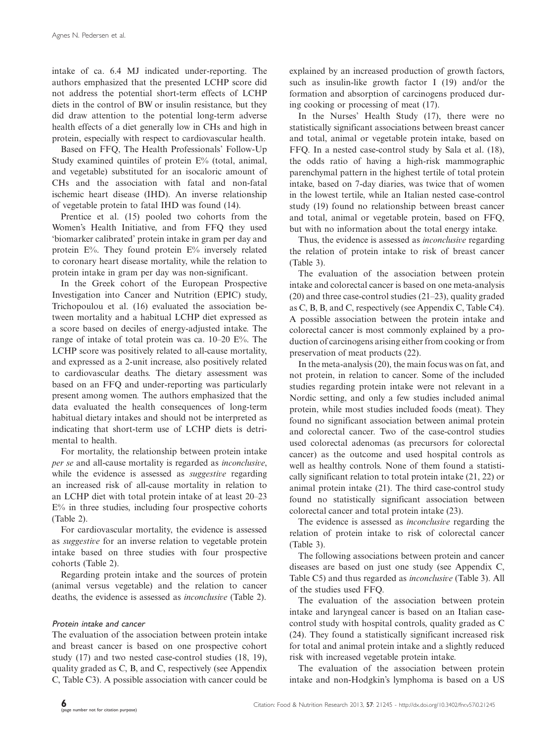intake of ca. 6.4 MJ indicated under-reporting. The authors emphasized that the presented LCHP score did not address the potential short-term effects of LCHP diets in the control of BW or insulin resistance, but they did draw attention to the potential long-term adverse health effects of a diet generally low in CHs and high in protein, especially with respect to cardiovascular health.

Based on FFQ, The Health Professionals' Follow-Up Study examined quintiles of protein E% (total, animal, and vegetable) substituted for an isocaloric amount of CHs and the association with fatal and non-fatal ischemic heart disease (IHD). An inverse relationship of vegetable protein to fatal IHD was found (14).

Prentice et al. (15) pooled two cohorts from the Women's Health Initiative, and from FFQ they used 'biomarker calibrated' protein intake in gram per day and protein E%. They found protein E% inversely related to coronary heart disease mortality, while the relation to protein intake in gram per day was non-significant.

In the Greek cohort of the European Prospective Investigation into Cancer and Nutrition (EPIC) study, Trichopoulou et al. (16) evaluated the association between mortality and a habitual LCHP diet expressed as a score based on deciles of energy-adjusted intake. The range of intake of total protein was ca. 10–20 E%. The LCHP score was positively related to all-cause mortality, and expressed as a 2-unit increase, also positively related to cardiovascular deaths. The dietary assessment was based on an FFQ and under-reporting was particularly present among women. The authors emphasized that the data evaluated the health consequences of long-term habitual dietary intakes and should not be interpreted as indicating that short-term use of LCHP diets is detrimental to health.

For mortality, the relationship between protein intake *per se* and all-cause mortality is regarded as *inconclusive*, while the evidence is assessed as *suggestive* regarding an increased risk of all-cause mortality in relation to an LCHP diet with total protein intake of at least 20–23 E% in three studies, including four prospective cohorts (Table 2).

For cardiovascular mortality, the evidence is assessed as *suggestive* for an inverse relation to vegetable protein intake based on three studies with four prospective cohorts (Table 2).

Regarding protein intake and the sources of protein (animal versus vegetable) and the relation to cancer deaths, the evidence is assessed as *inconclusive* (Table 2).

### *Protein intake and cancer*

The evaluation of the association between protein intake and breast cancer is based on one prospective cohort study (17) and two nested case-control studies (18, 19), quality graded as C, B, and C, respectively (see Appendix C, Table C3). A possible association with cancer could be explained by an increased production of growth factors, such as insulin-like growth factor I (19) and/or the formation and absorption of carcinogens produced during cooking or processing of meat (17).

In the Nurses' Health Study (17), there were no statistically significant associations between breast cancer and total, animal or vegetable protein intake, based on FFQ. In a nested case-control study by Sala et al. (18), the odds ratio of having a high-risk mammographic parenchymal pattern in the highest tertile of total protein intake, based on 7-day diaries, was twice that of women in the lowest tertile, while an Italian nested case-control study (19) found no relationship between breast cancer and total, animal or vegetable protein, based on FFQ, but with no information about the total energy intake.

Thus, the evidence is assessed as *inconclusive* regarding the relation of protein intake to risk of breast cancer (Table 3).

The evaluation of the association between protein intake and colorectal cancer is based on one meta-analysis (20) and three case-control studies (21–23), quality graded as C, B, B, and C, respectively (see Appendix C, Table C4). A possible association between the protein intake and colorectal cancer is most commonly explained by a production of carcinogens arising either from cooking or from preservation of meat products (22).

In the meta-analysis (20), the main focus was on fat, and not protein, in relation to cancer. Some of the included studies regarding protein intake were not relevant in a Nordic setting, and only a few studies included animal protein, while most studies included foods (meat). They found no significant association between animal protein and colorectal cancer. Two of the case-control studies used colorectal adenomas (as precursors for colorectal cancer) as the outcome and used hospital controls as well as healthy controls. None of them found a statistically significant relation to total protein intake (21, 22) or animal protein intake (21). The third case-control study found no statistically significant association between colorectal cancer and total protein intake (23).

The evidence is assessed as *inconclusive* regarding the relation of protein intake to risk of colorectal cancer (Table 3).

The following associations between protein and cancer diseases are based on just one study (see Appendix C, Table C5) and thus regarded as *inconclusive* (Table 3). All of the studies used FFQ.

The evaluation of the association between protein intake and laryngeal cancer is based on an Italian case-control study with hospital controls, quality graded as C (24). They found a statistically significant increased risk for total and animal protein intake and a slightly reduced risk with increased vegetable protein intake.

The evaluation of the association between protein intake and non-Hodgkin's lymphoma is based on a US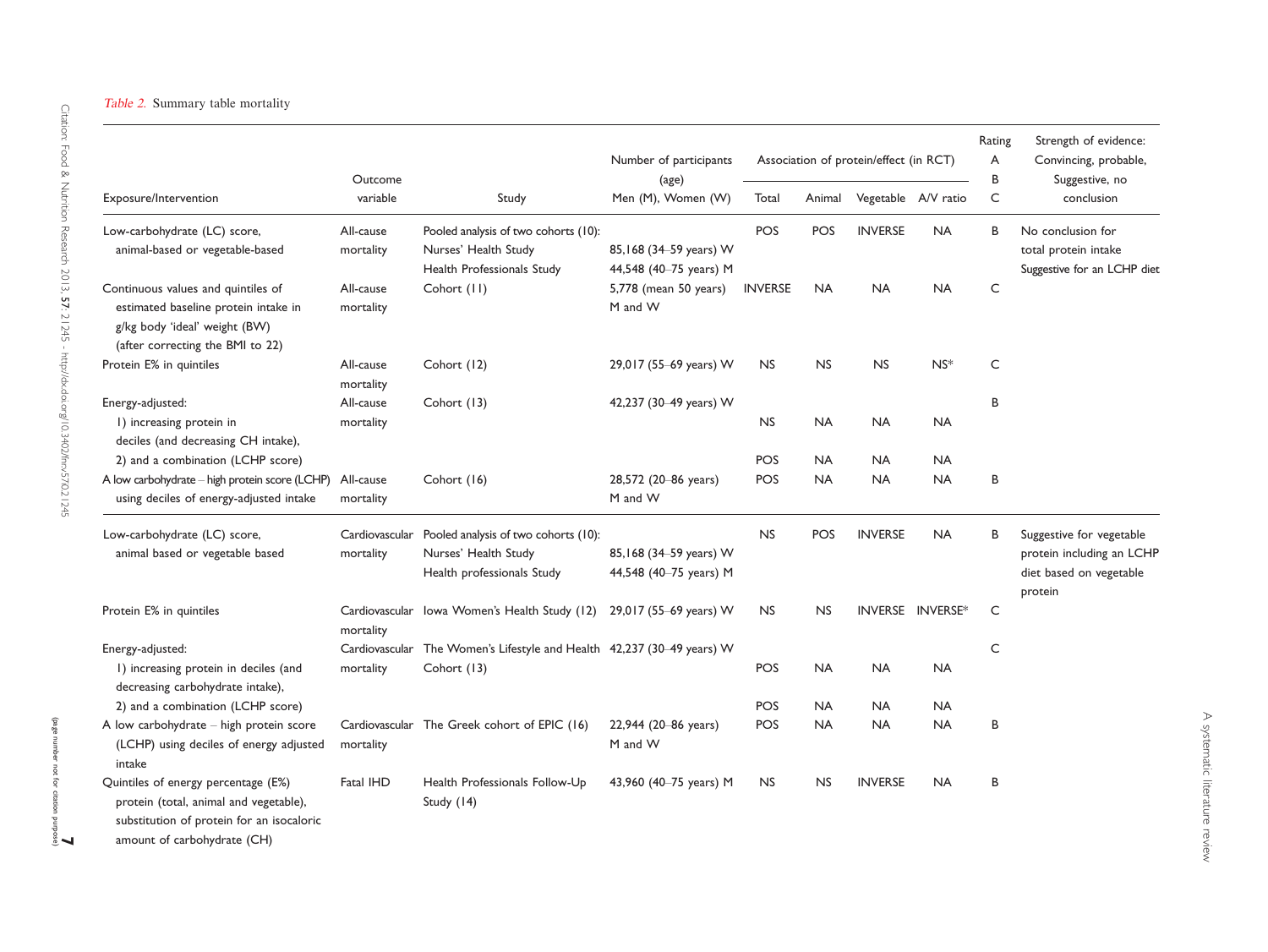*Table 2.* Summary table mortality

| Exposure/Intervention | Outcome variable | Study | Number of participants (age) Men (M), Women (W) | Association of protein/effect (in RCT) Total | Animal | Vegetable | A/V ratio | Rating A B C | Strength of evidence: Convincing, probable, Suggestive, no conclusion |
|---|---|---|---|---|---|---|---|---|---|
| Low-carbohydrate (LC) score, animal-based or vegetable-based | All-cause mortality | Pooled analysis of two cohorts (10): Nurses' Health Study Health Professionals Study | 85,168 (34–59 years) W 44,548 (40–75 years) M | POS | POS | INVERSE | NA | B | No conclusion for total protein intake Suggestive for an LCHP diet |
| Continuous values and quintiles of estimated baseline protein intake in g/kg body 'ideal' weight (BW) (after correcting the BMI to 22) | All-cause mortality | Cohort (11) | 5,778 (mean 50 years) M and W | INVERSE | NA | NA | NA | C | |
| Protein E% in quintiles | All-cause mortality | Cohort (12) | 29,017 (55–69 years) W | NS | NS | NS | NS* | C | |
| Energy-adjusted: | All-cause mortality | Cohort (13) | 42,237 (30–49 years) W | | | | | B | |
| 1) increasing protein in deciles (and decreasing CH intake), | | | | NS | NA | NA | NA | | |
| 2) and a combination (LCHP score) | | | | POS | NA | NA | NA | | |
| A low carbohydrate – high protein score (LCHP) using deciles of energy-adjusted intake | All-cause mortality | Cohort (16) | 28,572 (20–86 years) M and W | POS | NA | NA | NA | B | |
| Low-carbohydrate (LC) score, animal based or vegetable based | Cardiovascular mortality | Pooled analysis of two cohorts (10): Nurses' Health Study Health professionals Study | 85,168 (34–59 years) W 44,548 (40–75 years) M | NS | POS | INVERSE | NA | B | Suggestive for vegetable protein including an LCHP diet based on vegetable protein |
| Protein E% in quintiles | Cardiovascular mortality | Iowa Women's Health Study (12) | 29,017 (55–69 years) W | NS | NS | INVERSE | INVERSE* | C | |
| Energy-adjusted: | Cardiovascular mortality | The Women's Lifestyle and Health Cohort (13) | 42,237 (30–49 years) W | | | | | C | |
| 1) increasing protein in deciles (and decreasing carbohydrate intake), | | | | POS | NA | NA | NA | | |
| 2) and a combination (LCHP score) | | | | POS | NA | NA | NA | | |
| A low carbohydrate – high protein score (LCHP) using deciles of energy adjusted intake | Cardiovascular mortality | The Greek cohort of EPIC (16) | 22,944 (20–86 years) M and W | POS | NA | NA | NA | B | |
| Quintiles of energy percentage (E%) protein (total, animal and vegetable), substitution of protein for an isocaloric amount of carbohydrate (CH) | Fatal IHD | Health Professionals Follow-Up Study (14) | 43,960 (40–75 years) M | NS | NS | INVERSE | NA | B | |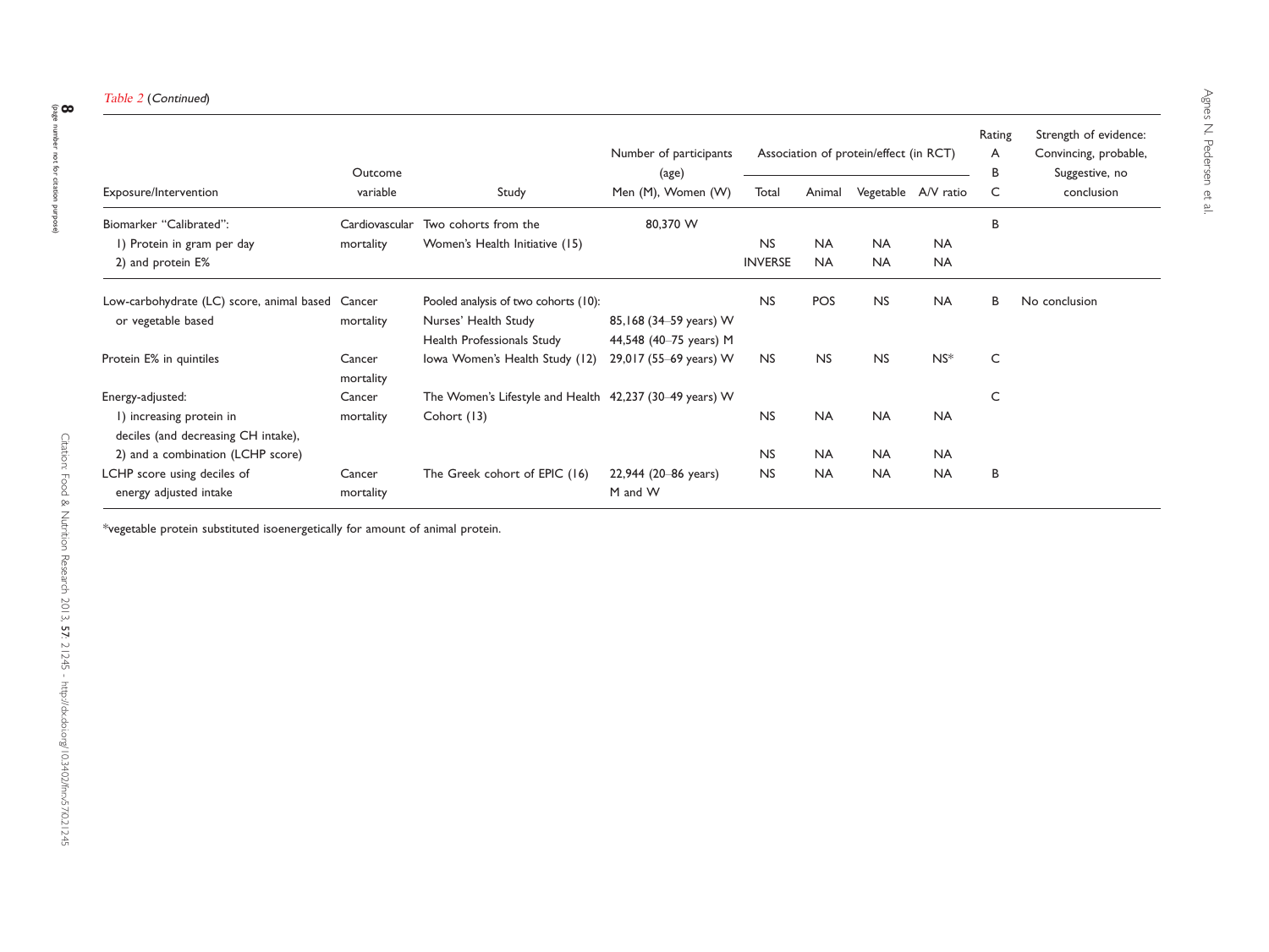*Table 2* (*Continued*)

| Exposure/Intervention | Outcome variable | Study | Number of participants (age) Men (M), Women (W) | Association of protein/effect (in RCT) | | | | Rating A B C | Strength of evidence: Convincing, probable, Suggestive, no conclusion |
|---|---|---|---|---|---|---|---|---|---|
| | | | | Total | Animal | Vegetable | A/V ratio | | |
| Biomarker "Calibrated": | Cardiovascular mortality | Two cohorts from the Women's Health Initiative (15) | 80,370 W | | | | | B | |
| 1) Protein in gram per day | | | | NS | NA | NA | NA | | |
| 2) and protein E% | | | | INVERSE | NA | NA | NA | | |
| Low-carbohydrate (LC) score, animal based or vegetable based | Cancer mortality | Pooled analysis of two cohorts (10): | | NS | POS | NS | NA | B | No conclusion |
| | | Nurses' Health Study | 85,168 (34–59 years) W | | | | | | |
| | | Health Professionals Study | 44,548 (40–75 years) M | | | | | | |
| Protein E% in quintiles | Cancer mortality | Iowa Women's Health Study (12) | 29,017 (55–69 years) W | NS | NS | NS | NS* | C | |
| Energy-adjusted: | Cancer mortality | The Women's Lifestyle and Health Cohort (13) | 42,237 (30–49 years) W | | | | | C | |
| 1) increasing protein in deciles (and decreasing CH intake), | | | | NS | NA | NA | NA | | |
| 2) and a combination (LCHP score) | | | | NS | NA | NA | NA | | |
| LCHP score using deciles of energy adjusted intake | Cancer mortality | The Greek cohort of EPIC (16) | 22,944 (20–86 years) M and W | NS | NA | NA | NA | B | |

*vegetable protein substituted isoenergetically for amount of animal protein.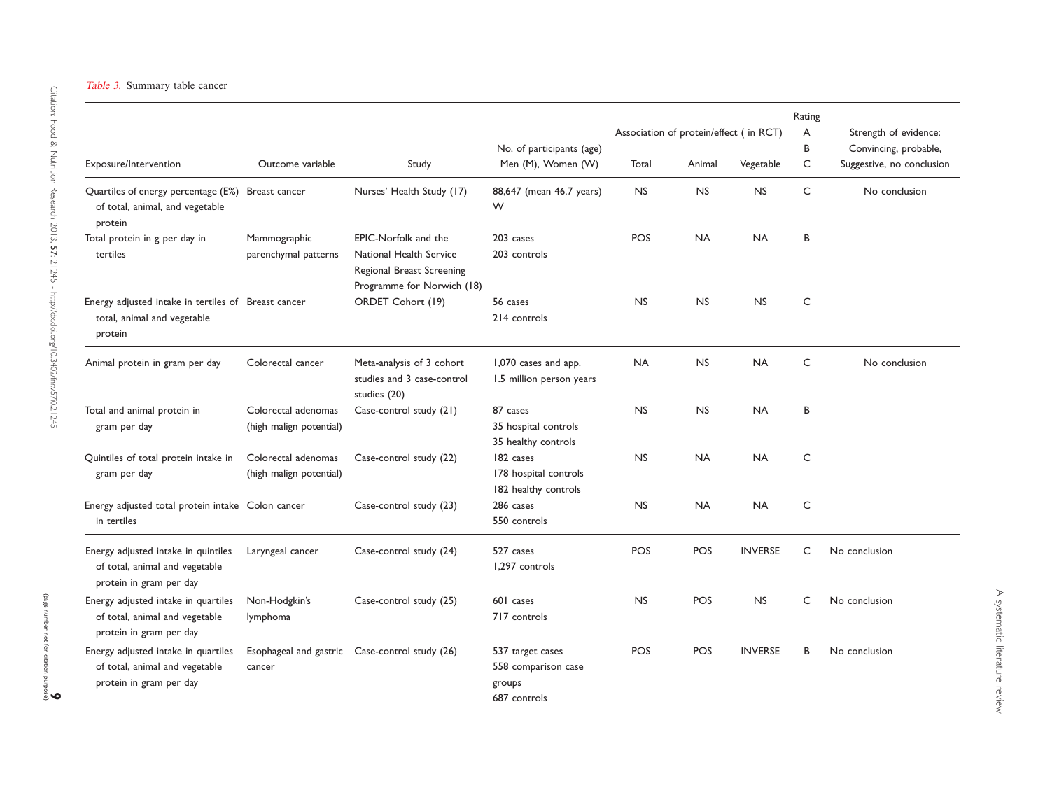*Table 3.* Summary table cancer

| Exposure/Intervention | Outcome variable | Study | No. of participants (age) Men (M), Women (W) | Association of protein/effect ( in RCT) | | | Rating A B C | Strength of evidence: Convincing, probable, Suggestive, no conclusion |
|---|---|---|---|---|---|---|---|---|
| | | | | Total | Animal | Vegetable | | |
| Quartiles of energy percentage (E%) of total, animal, and vegetable protein | Breast cancer | Nurses' Health Study (17) | 88,647 (mean 46.7 years) W | NS | NS | NS | C | No conclusion |
| Total protein in g per day in tertiles | Mammographic parenchymal patterns | EPIC-Norfolk and the National Health Service Regional Breast Screening Programme for Norwich (18) | 203 cases 203 controls | POS | NA | NA | B | |
| Energy adjusted intake in tertiles of total, animal and vegetable protein | Breast cancer | ORDET Cohort (19) | 56 cases 214 controls | NS | NS | NS | C | |
| Animal protein in gram per day | Colorectal cancer | Meta-analysis of 3 cohort studies and 3 case-control studies (20) | 1,070 cases and app. 1.5 million person years | NA | NS | NA | C | No conclusion |
| Total and animal protein in gram per day | Colorectal adenomas (high malign potential) | Case-control study (21) | 87 cases 35 hospital controls 35 healthy controls | NS | NS | NA | B | |
| Quintiles of total protein intake in gram per day | Colorectal adenomas (high malign potential) | Case-control study (22) | 182 cases 178 hospital controls 182 healthy controls | NS | NA | NA | C | |
| Energy adjusted total protein intake in tertiles | Colon cancer | Case-control study (23) | 286 cases 550 controls | NS | NA | NA | C | |
| Energy adjusted intake in quintiles of total, animal and vegetable protein in gram per day | Laryngeal cancer | Case-control study (24) | 527 cases 1,297 controls | POS | POS | INVERSE | C | No conclusion |
| Energy adjusted intake in quartiles of total, animal and vegetable protein in gram per day | Non-Hodgkin's lymphoma | Case-control study (25) | 601 cases 717 controls | NS | POS | NS | C | No conclusion |
| Energy adjusted intake in quartiles of total, animal and vegetable protein in gram per day | Esophageal and gastric cancer | Case-control study (26) | 537 target cases 558 comparison case groups 687 controls | POS | POS | INVERSE | B | No conclusion |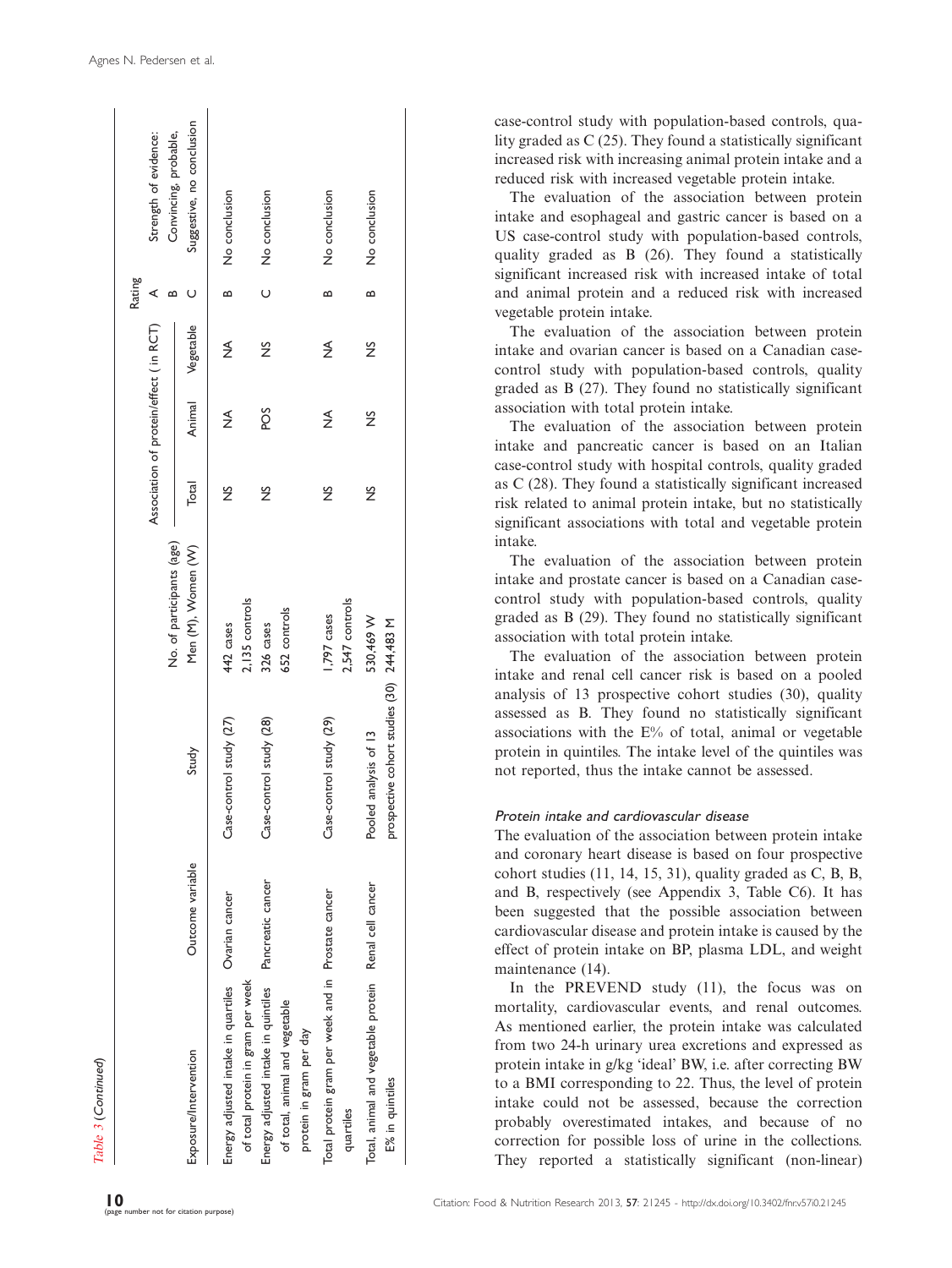*Table 3 (Continued)*

| Exposure/Intervention | Outcome variable | Study | No. of participants (age) Men (M), Women (W) | Association of protein/effect (in RCT) | | | Rating A B C | Strength of evidence: Convincing, probable, Suggestive, no conclusion |
|---|---|---|---|---|---|---|---|---|
| | | | | Total | Animal | Vegetable | | |
| Energy adjusted intake in quartiles of total protein in gram per week | Ovarian cancer | Case-control study (27) | 442 cases 2,135 controls | NS | NA | NA | B | No conclusion |
| Energy adjusted intake in quintiles of total, animal and vegetable protein in gram per day | Pancreatic cancer | Case-control study (28) | 326 cases 652 controls | NS | POS | NS | C | No conclusion |
| Total protein gram per week and in quartiles | Prostate cancer | Case-control study (29) | 1,797 cases 2,547 controls | NS | NA | NA | B | No conclusion |
| Total, animal and vegetable protein E% in quintiles | Renal cell cancer | Pooled analysis of 13 prospective cohort studies (30) | 530,469 W 244,483 M | NS | NS | NS | B | No conclusion |

case-control study with population-based controls, quality graded as C (25). They found a statistically significant increased risk with increasing animal protein intake and a reduced risk with increased vegetable protein intake.

The evaluation of the association between protein intake and esophageal and gastric cancer is based on a US case-control study with population-based controls, quality graded as B (26). They found a statistically significant increased risk with increased intake of total and animal protein and a reduced risk with increased vegetable protein intake.

The evaluation of the association between protein intake and ovarian cancer is based on a Canadian case-control study with population-based controls, quality graded as B (27). They found no statistically significant association with total protein intake.

The evaluation of the association between protein intake and pancreatic cancer is based on an Italian case-control study with hospital controls, quality graded as C (28). They found a statistically significant increased risk related to animal protein intake, but no statistically significant associations with total and vegetable protein intake.

The evaluation of the association between protein intake and prostate cancer is based on a Canadian case-control study with population-based controls, quality graded as B (29). They found no statistically significant association with total protein intake.

The evaluation of the association between protein intake and renal cell cancer risk is based on a pooled analysis of 13 prospective cohort studies (30), quality assessed as B. They found no statistically significant associations with the E% of total, animal or vegetable protein in quintiles. The intake level of the quintiles was not reported, thus the intake cannot be assessed.

#### *Protein intake and cardiovascular disease*

The evaluation of the association between protein intake and coronary heart disease is based on four prospective cohort studies (11, 14, 15, 31), quality graded as C, B, B, and B, respectively (see Appendix 3, Table C6). It has been suggested that the possible association between cardiovascular disease and protein intake is caused by the effect of protein intake on BP, plasma LDL, and weight maintenance (14).

In the PREVEND study (11), the focus was on mortality, cardiovascular events, and renal outcomes. As mentioned earlier, the protein intake was calculated from two 24-h urinary urea excretions and expressed as protein intake in g/kg 'ideal' BW, i.e. after correcting BW to a BMI corresponding to 22. Thus, the level of protein intake could not be assessed, because the correction probably overestimated intakes, and because of no correction for possible loss of urine in the collections. They reported a statistically significant (non-linear)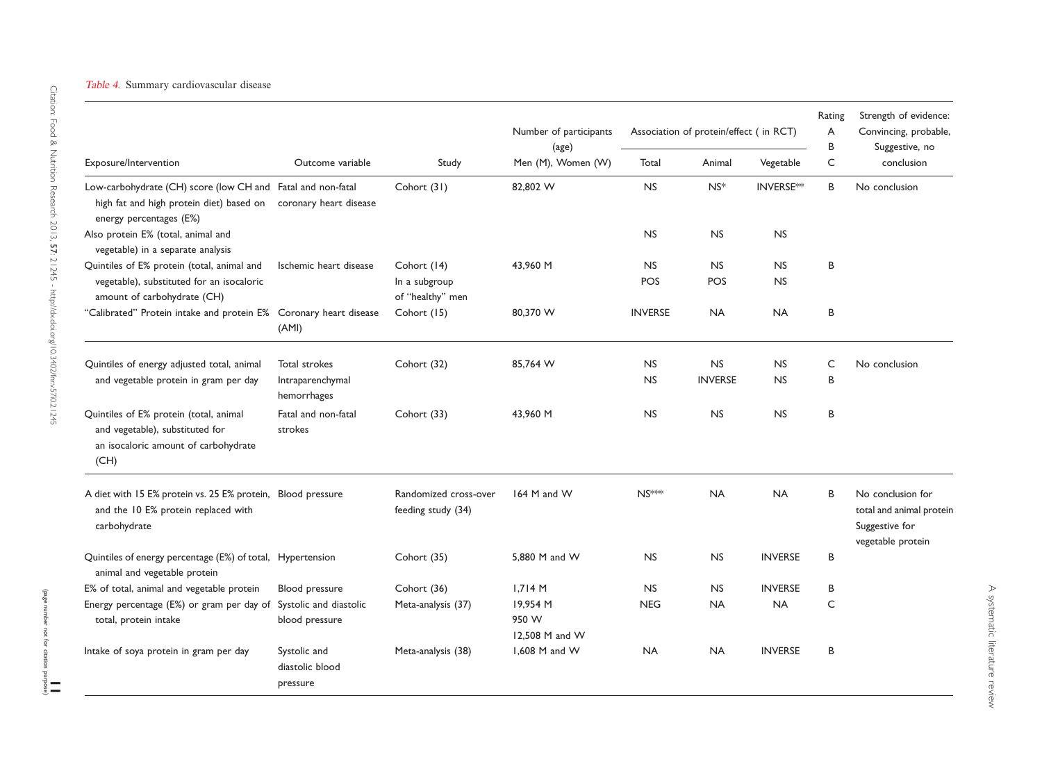*Table 4.* Summary cardiovascular disease

| Exposure/Intervention | Outcome variable | Study | Number of participants (age) Men (M), Women (W) | Association of protein/effect ( in RCT) Total | Animal | Vegetable | Rating A B C | Strength of evidence: Convincing, probable, Suggestive, no conclusion |
|---|---|---|---|---|---|---|---|---|
| Low-carbohydrate (CH) score (low CH and high fat and high protein diet) based on energy percentages (E%) | Fatal and non-fatal coronary heart disease | Cohort (31) | 82,802 W | NS | NS* | INVERSE** | B | No conclusion |
| Also protein E% (total, animal and vegetable) in a separate analysis | | | | NS | NS | NS | | |
| Quintiles of E% protein (total, animal and vegetable), substituted for an isocaloric amount of carbohydrate (CH) | Ischemic heart disease | Cohort (14) | 43,960 M | NS | NS | NS | B | |
| | | In a subgroup of "healthy" men | | POS | POS | NS | | |
| "Calibrated" Protein intake and protein E% | Coronary heart disease (AMI) | Cohort (15) | 80,370 W | INVERSE | NA | NA | B | |
| Quintiles of energy adjusted total, animal and vegetable protein in gram per day | Total strokes | Cohort (32) | 85,764 W | NS | NS | NS | C | No conclusion |
| | Intraparenchymal hemorrhages | | | NS | INVERSE | NS | B | |
| Quintiles of E% protein (total, animal and vegetable), substituted for an isocaloric amount of carbohydrate (CH) | Fatal and non-fatal strokes | Cohort (33) | 43,960 M | NS | NS | NS | B | |
| A diet with 15 E% protein vs. 25 E% protein, and the 10 E% protein replaced with carbohydrate | Blood pressure | Randomized cross-over feeding study (34) | 164 M and W | NS*** | NA | NA | B | No conclusion for total and animal protein Suggestive for vegetable protein |
| Quintiles of energy percentage (E%) of total, animal and vegetable protein | Hypertension | Cohort (35) | 5,880 M and W | NS | NS | INVERSE | B | |
| E% of total, animal and vegetable protein | Blood pressure | Cohort (36) | 1,714 M | NS | NS | INVERSE | B | |
| Energy percentage (E%) or gram per day of total, protein intake | Systolic and diastolic blood pressure | Meta-analysis (37) | 19,954 M<br>950 W<br>12,508 M and W | NEG | NA | NA | C | |
| Intake of soya protein in gram per day | Systolic and diastolic blood pressure | Meta-analysis (38) | 1,608 M and W | NA | NA | INVERSE | B | |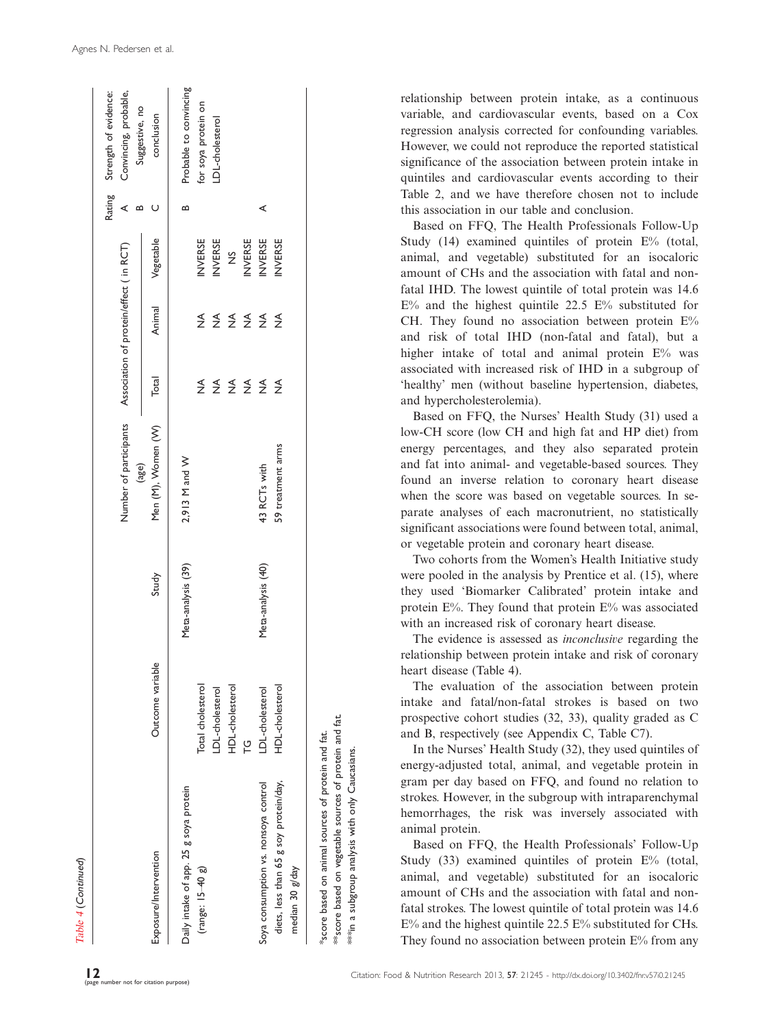*Table 4 (Continued)*

| Exposure/Intervention | Outcome variable | Study | Number of participants (age) Men (M), Women (W) | Association of protein/effect ( in RCT) | | | Rating A B C | Strength of evidence: Convincing, probable, Suggestive, no conclusion |
|---|---|---|---|---|---|---|---|---|
| | | | | Total | Animal | Vegetable | | |
| Daily intake of app. 25 g soya protein (range: 15–40 g) | | Meta-analysis (39) | 2,913 M and W | | | | B | Probable to convincing for soya protein on LDL-cholesterol |
| | Total cholesterol | | | NA | NA | INVERSE | | |
| | LDL-cholesterol | | | NA | NA | INVERSE | | |
| | HDL-cholesterol | | | NA | NA | NS | | |
| | TG | | | NA | NA | INVERSE | | |
| Soya consumption vs. nonsoya control diets, less than 65 g soy protein/day, median 30 g/day | LDL-cholesterol | Meta-analysis (40) | 43 RCTs with | NA | NA | INVERSE | A | |
| | HDL-cholesterol | | 59 treatment arms | NA | NA | INVERSE | | |

*score based on animal sources of protein and fat.
**score based on vegetable sources of protein and fat.
***in a subgroup analysis with only Caucasians.

relationship between protein intake, as a continuous variable, and cardiovascular events, based on a Cox regression analysis corrected for confounding variables. However, we could not reproduce the reported statistical significance of the association between protein intake in quintiles and cardiovascular events according to their Table 2, and we have therefore chosen not to include this association in our table and conclusion.

Based on FFQ, The Health Professionals Follow-Up Study (14) examined quintiles of protein E% (total, animal, and vegetable) substituted for an isocaloric amount of CHs and the association with fatal and non-fatal IHD. The lowest quintile of total protein was 14.6 E% and the highest quintile 22.5 E% substituted for CH. They found no association between protein E% and risk of total IHD (non-fatal and fatal), but a higher intake of total and animal protein E% was associated with increased risk of IHD in a subgroup of 'healthy' men (without baseline hypertension, diabetes, and hypercholesterolemia).

Based on FFQ, the Nurses' Health Study (31) used a low-CH score (low CH and high fat and HP diet) from energy percentages, and they also separated protein and fat into animal- and vegetable-based sources. They found an inverse relation to coronary heart disease when the score was based on vegetable sources. In separate analyses of each macronutrient, no statistically significant associations were found between total, animal, or vegetable protein and coronary heart disease.

Two cohorts from the Women's Health Initiative study were pooled in the analysis by Prentice et al. (15), where they used 'Biomarker Calibrated' protein intake and protein E%. They found that protein E% was associated with an increased risk of coronary heart disease.

The evidence is assessed as *inconclusive* regarding the relationship between protein intake and risk of coronary heart disease (Table 4).

The evaluation of the association between protein intake and fatal/non-fatal strokes is based on two prospective cohort studies (32, 33), quality graded as C and B, respectively (see Appendix C, Table C7).

In the Nurses' Health Study (32), they used quintiles of energy-adjusted total, animal, and vegetable protein in gram per day based on FFQ, and found no relation to strokes. However, in the subgroup with intraparenchymal hemorrhages, the risk was inversely associated with animal protein.

Based on FFQ, the Health Professionals' Follow-Up Study (33) examined quintiles of protein E% (total, animal, and vegetable) substituted for an isocaloric amount of CHs and the association with fatal and non-fatal strokes. The lowest quintile of total protein was 14.6 E% and the highest quintile 22.5 E% substituted for CHs. They found no association between protein E% from any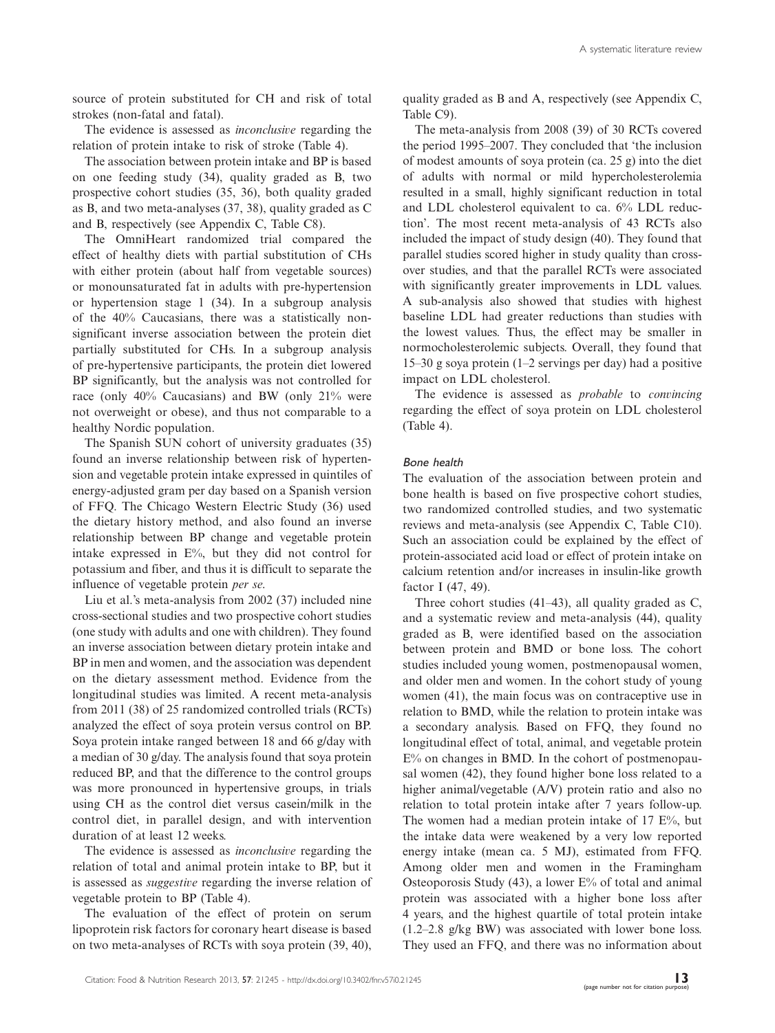source of protein substituted for CH and risk of total strokes (non-fatal and fatal).

The evidence is assessed as *inconclusive* regarding the relation of protein intake to risk of stroke (Table 4).

The association between protein intake and BP is based on one feeding study (34), quality graded as B, two prospective cohort studies (35, 36), both quality graded as B, and two meta-analyses (37, 38), quality graded as C and B, respectively (see Appendix C, Table C8).

The OmniHeart randomized trial compared the effect of healthy diets with partial substitution of CHs with either protein (about half from vegetable sources) or monounsaturated fat in adults with pre-hypertension or hypertension stage 1 (34). In a subgroup analysis of the 40% Caucasians, there was a statistically non-significant inverse association between the protein diet partially substituted for CHs. In a subgroup analysis of pre-hypertensive participants, the protein diet lowered BP significantly, but the analysis was not controlled for race (only 40% Caucasians) and BW (only 21% were not overweight or obese), and thus not comparable to a healthy Nordic population.

The Spanish SUN cohort of university graduates (35) found an inverse relationship between risk of hypertension and vegetable protein intake expressed in quintiles of energy-adjusted gram per day based on a Spanish version of FFQ. The Chicago Western Electric Study (36) used the dietary history method, and also found an inverse relationship between BP change and vegetable protein intake expressed in E%, but they did not control for potassium and fiber, and thus it is difficult to separate the influence of vegetable protein *per se*.

Liu et al.'s meta-analysis from 2002 (37) included nine cross-sectional studies and two prospective cohort studies (one study with adults and one with children). They found an inverse association between dietary protein intake and BP in men and women, and the association was dependent on the dietary assessment method. Evidence from the longitudinal studies was limited. A recent meta-analysis from 2011 (38) of 25 randomized controlled trials (RCTs) analyzed the effect of soya protein versus control on BP. Soya protein intake ranged between 18 and 66 g/day with a median of 30 g/day. The analysis found that soya protein reduced BP, and that the difference to the control groups was more pronounced in hypertensive groups, in trials using CH as the control diet versus casein/milk in the control diet, in parallel design, and with intervention duration of at least 12 weeks.

The evidence is assessed as *inconclusive* regarding the relation of total and animal protein intake to BP, but it is assessed as *suggestive* regarding the inverse relation of vegetable protein to BP (Table 4).

The evaluation of the effect of protein on serum lipoprotein risk factors for coronary heart disease is based on two meta-analyses of RCTs with soya protein (39, 40), quality graded as B and A, respectively (see Appendix C, Table C9).

The meta-analysis from 2008 (39) of 30 RCTs covered the period 1995–2007. They concluded that 'the inclusion of modest amounts of soya protein (ca. 25 g) into the diet of adults with normal or mild hypercholesterolemia resulted in a small, highly significant reduction in total and LDL cholesterol equivalent to ca. 6% LDL reduction'. The most recent meta-analysis of 43 RCTs also included the impact of study design (40). They found that parallel studies scored higher in study quality than crossover studies, and that the parallel RCTs were associated with significantly greater improvements in LDL values. A sub-analysis also showed that studies with highest baseline LDL had greater reductions than studies with the lowest values. Thus, the effect may be smaller in normocholesterolemic subjects. Overall, they found that 15–30 g soya protein (1–2 servings per day) had a positive impact on LDL cholesterol.

The evidence is assessed as *probable* to *convincing* regarding the effect of soya protein on LDL cholesterol (Table 4).

### *Bone health*

The evaluation of the association between protein and bone health is based on five prospective cohort studies, two randomized controlled studies, and two systematic reviews and meta-analysis (see Appendix C, Table C10). Such an association could be explained by the effect of protein-associated acid load or effect of protein intake on calcium retention and/or increases in insulin-like growth factor I (47, 49).

Three cohort studies (41–43), all quality graded as C, and a systematic review and meta-analysis (44), quality graded as B, were identified based on the association between protein and BMD or bone loss. The cohort studies included young women, postmenopausal women, and older men and women. In the cohort study of young women (41), the main focus was on contraceptive use in relation to BMD, while the relation to protein intake was a secondary analysis. Based on FFQ, they found no longitudinal effect of total, animal, and vegetable protein E% on changes in BMD. In the cohort of postmenopausal women (42), they found higher bone loss related to a higher animal/vegetable (A/V) protein ratio and also no relation to total protein intake after 7 years follow-up. The women had a median protein intake of 17 E%, but the intake data were weakened by a very low reported energy intake (mean ca. 5 MJ), estimated from FFQ. Among older men and women in the Framingham Osteoporosis Study (43), a lower E% of total and animal protein was associated with a higher bone loss after 4 years, and the highest quartile of total protein intake (1.2–2.8 g/kg BW) was associated with lower bone loss. They used an FFQ, and there was no information about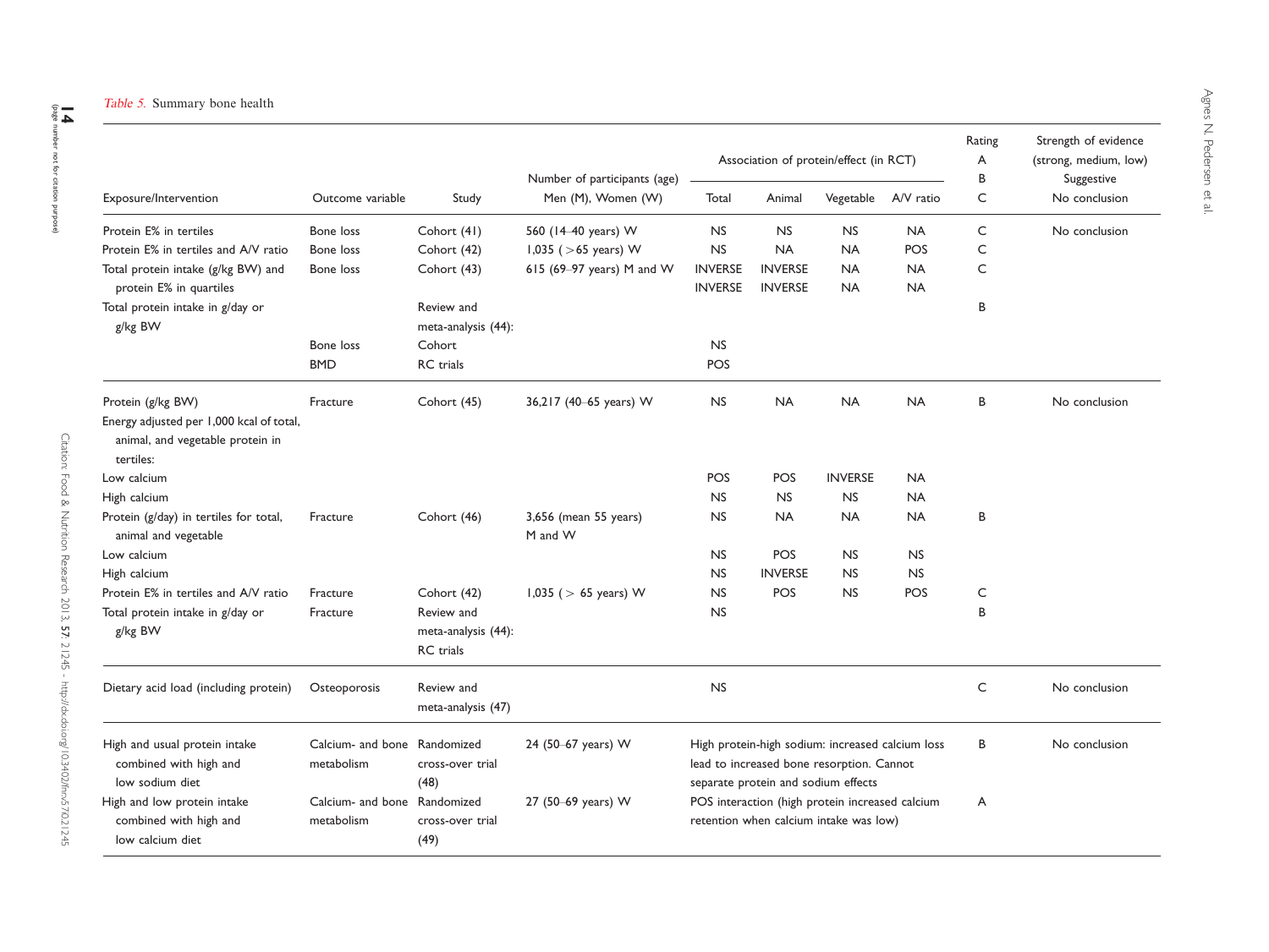*Table 5.* Summary bone health

| Exposure/Intervention | Outcome variable | Study | Number of participants (age) Men (M), Women (W) | Association of protein/effect (in RCT) Total | Animal | Vegetable | A/V ratio | Rating A B C | Strength of evidence (strong, medium, low) Suggestive No conclusion |
|---|---|---|---|---|---|---|---|---|---|
| Protein E% in tertiles | Bone loss | Cohort (41) | 560 (14–40 years) W | NS | NS | NS | NA | C | No conclusion |
| Protein E% in tertiles and A/V ratio | Bone loss | Cohort (42) | 1,035 (>65 years) W | NS | NA | NA | POS | C | |
| Total protein intake (g/kg BW) and protein E% in quartiles | Bone loss | Cohort (43) | 615 (69–97 years) M and W | INVERSE<br>INVERSE | INVERSE<br>INVERSE | NA<br>NA | NA<br>NA | C | |
| Total protein intake in g/day or g/kg BW | | Review and meta-analysis (44): | | | | | | B | |
| | Bone loss | Cohort | | NS | | | | | |
| | BMD | RC trials | | POS | | | | | |
| Protein (g/kg BW) | Fracture | Cohort (45) | 36,217 (40–65 years) W | NS | NA | NA | NA | B | No conclusion |
| Energy adjusted per 1,000 kcal of total, animal, and vegetable protein in tertiles: | | | | | | | | | |
| Low calcium | | | | POS | POS | INVERSE | NA | | |
| High calcium | | | | NS | NS | NS | NA | | |
| Protein (g/day) in tertiles for total, animal and vegetable | Fracture | Cohort (46) | 3,656 (mean 55 years) M and W | NS | NA | NA | NA | B | |
| Low calcium | | | | NS | POS | NS | NS | | |
| High calcium | | | | NS | INVERSE | NS | NS | | |
| Protein E% in tertiles and A/V ratio | Fracture | Cohort (42) | 1,035 (> 65 years) W | NS | POS | NS | POS | C | |
| Total protein intake in g/day or g/kg BW | Fracture | Review and meta-analysis (44): RC trials | | NS | | | | B | |
| Dietary acid load (including protein) | Osteoporosis | Review and meta-analysis (47) | | NS | | | | C | No conclusion |
| High and usual protein intake combined with high and low sodium diet | Calcium- and bone metabolism | Randomized cross-over trial (48) | 24 (50–67 years) W | High protein-high sodium: increased calcium loss lead to increased bone resorption. Cannot separate protein and sodium effects | | | | B | No conclusion |
| High and low protein intake combined with high and low calcium diet | Calcium- and bone metabolism | Randomized cross-over trial (49) | 27 (50–69 years) W | POS interaction (high protein increased calcium retention when calcium intake was low) | | | | A | |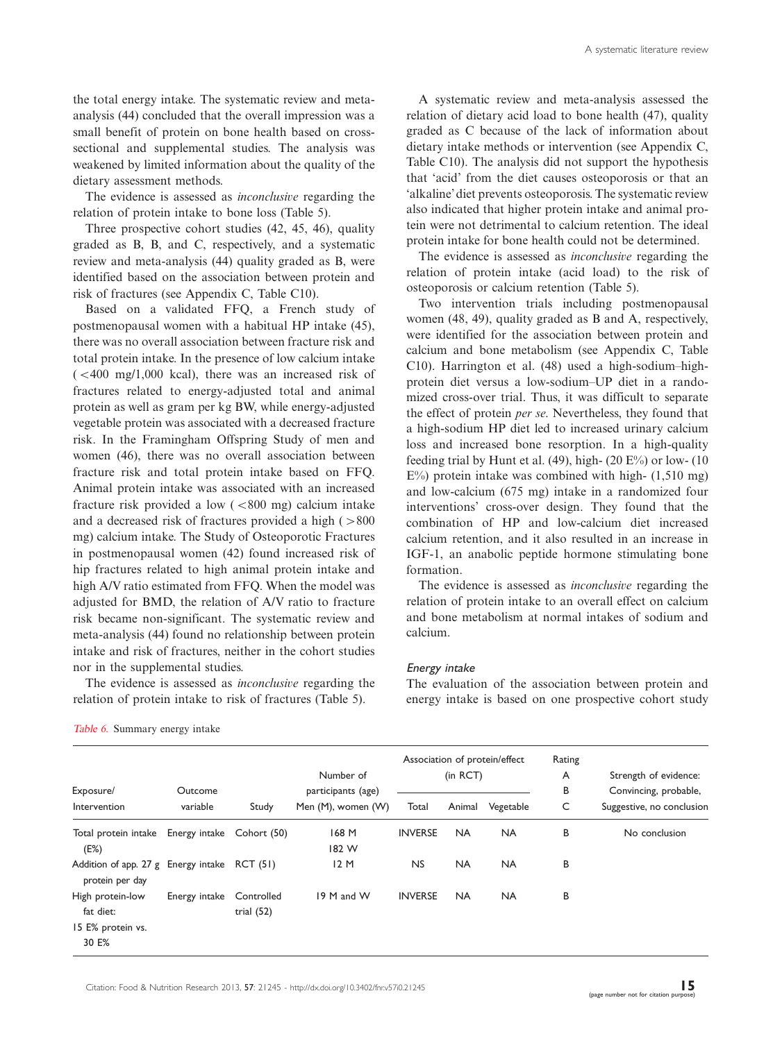the total energy intake. The systematic review and meta-analysis (44) concluded that the overall impression was a small benefit of protein on bone health based on cross-sectional and supplemental studies. The analysis was weakened by limited information about the quality of the dietary assessment methods.

The evidence is assessed as *inconclusive* regarding the relation of protein intake to bone loss (Table 5).

Three prospective cohort studies (42, 45, 46), quality graded as B, B, and C, respectively, and a systematic review and meta-analysis (44) quality graded as B, were identified based on the association between protein and risk of fractures (see Appendix C, Table C10).

Based on a validated FFQ, a French study of postmenopausal women with a habitual HP intake (45), there was no overall association between fracture risk and total protein intake. In the presence of low calcium intake (<400 mg/1,000 kcal), there was an increased risk of fractures related to energy-adjusted total and animal protein as well as gram per kg BW, while energy-adjusted vegetable protein was associated with a decreased fracture risk. In the Framingham Offspring Study of men and women (46), there was no overall association between fracture risk and total protein intake based on FFQ. Animal protein intake was associated with an increased fracture risk provided a low (<800 mg) calcium intake and a decreased risk of fractures provided a high (>800 mg) calcium intake. The Study of Osteoporotic Fractures in postmenopausal women (42) found increased risk of hip fractures related to high animal protein intake and high A/V ratio estimated from FFQ. When the model was adjusted for BMD, the relation of A/V ratio to fracture risk became non-significant. The systematic review and meta-analysis (44) found no relationship between protein intake and risk of fractures, neither in the cohort studies nor in the supplemental studies.

The evidence is assessed as *inconclusive* regarding the relation of protein intake to risk of fractures (Table 5).

A systematic review and meta-analysis assessed the relation of dietary acid load to bone health (47), quality graded as C because of the lack of information about dietary intake methods or intervention (see Appendix C, Table C10). The analysis did not support the hypothesis that 'acid' from the diet causes osteoporosis or that an 'alkaline' diet prevents osteoporosis. The systematic review also indicated that higher protein intake and animal protein were not detrimental to calcium retention. The ideal protein intake for bone health could not be determined.

The evidence is assessed as *inconclusive* regarding the relation of protein intake (acid load) to the risk of osteoporosis or calcium retention (Table 5).

Two intervention trials including postmenopausal women (48, 49), quality graded as B and A, respectively, were identified for the association between protein and calcium and bone metabolism (see Appendix C, Table C10). Harrington et al. (48) used a high-sodium–high-protein diet versus a low-sodium–UP diet in a randomized cross-over trial. Thus, it was difficult to separate the effect of protein *per se*. Nevertheless, they found that a high-sodium HP diet led to increased urinary calcium loss and increased bone resorption. In a high-quality feeding trial by Hunt et al. (49), high- (20 E%) or low- (10 E%) protein intake was combined with high- (1,510 mg) and low-calcium (675 mg) intake in a randomized four interventions' cross-over design. They found that the combination of HP and low-calcium diet increased calcium retention, and it also resulted in an increase in IGF-1, an anabolic peptide hormone stimulating bone formation.

The evidence is assessed as *inconclusive* regarding the relation of protein intake to an overall effect on calcium and bone metabolism at normal intakes of sodium and calcium.

#### *Energy intake*

The evaluation of the association between protein and energy intake is based on one prospective cohort study

*Table 6.* Summary energy intake

| Exposure/ Intervention | Outcome variable | Study | Number of participants (age) Men (M), women (W) | Association of protein/effect (in RCT) | | | Rating A B C | Strength of evidence: Convincing, probable, Suggestive, no conclusion |
|---|---|---|---|---|---|---|---|---|
| | | | | Total | Animal | Vegetable | | |
| Total protein intake (E%) | Energy intake | Cohort (50) | 168 M 182 W | INVERSE | NA | NA | B | No conclusion |
| Addition of app. 27 g protein per day | Energy intake | RCT (51) | 12 M | NS | NA | NA | B | |
| High protein-low fat diet: 15 E% protein vs. 30 E% | Energy intake | Controlled trial (52) | 19 M and W | INVERSE | NA | NA | B | |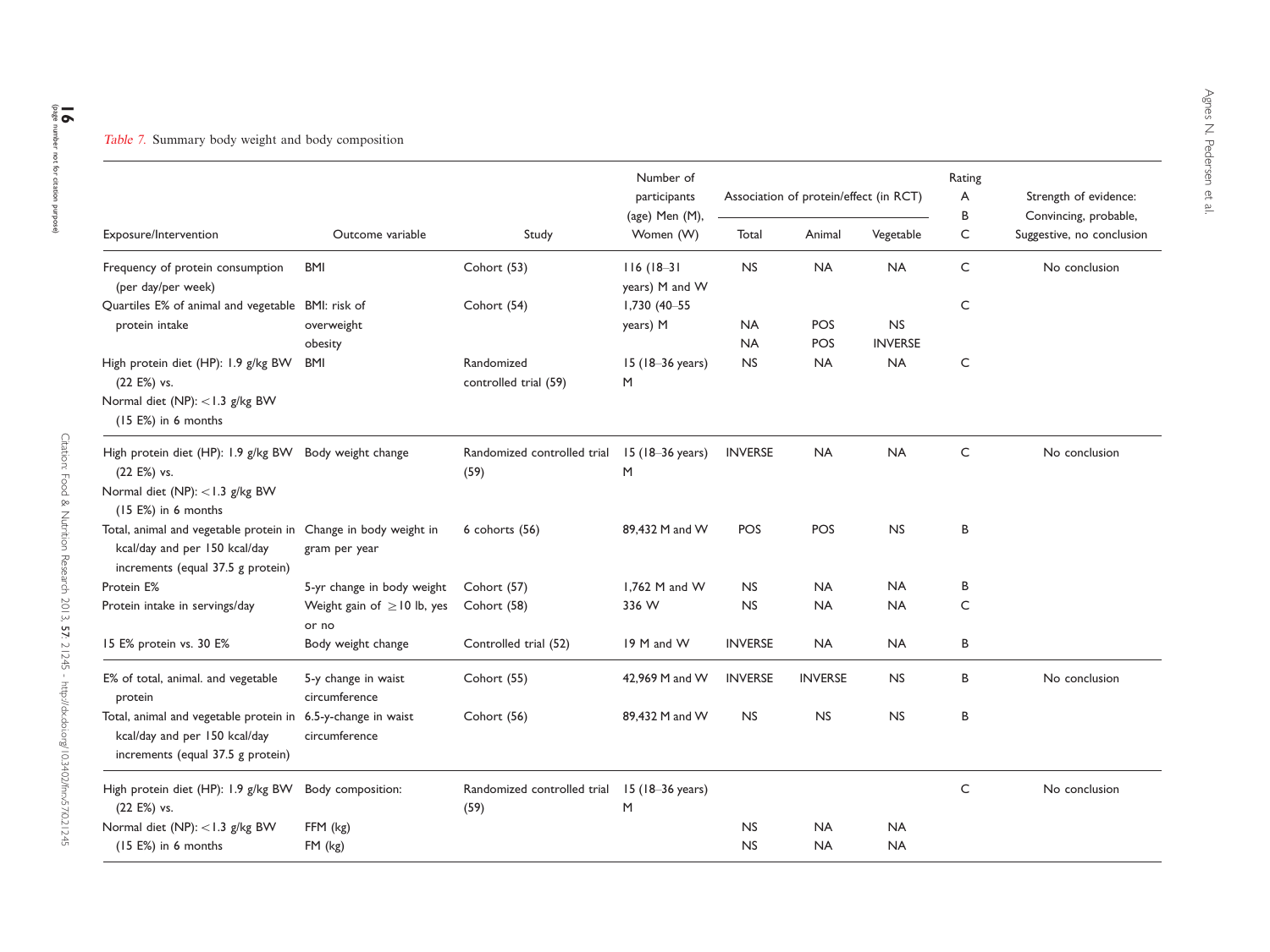*Table 7.* Summary body weight and body composition

| Exposure/Intervention | Outcome variable | Study | Number of participants (age) Men (M), Women (W) | Association of protein/effect (in RCT) | | | Rating A B C | Strength of evidence: Convincing, probable, Suggestive, no conclusion |
|---|---|---|---|---|---|---|---|---|
| | | | | Total | Animal | Vegetable | | |
| Frequency of protein consumption (per day/per week) | BMI | Cohort (53) | 116 (18–31 years) M and W | NS | NA | NA | C | No conclusion |
| Quartiles E% of animal and vegetable protein intake | BMI: risk of overweight | Cohort (54) | 1,730 (40–55 years) M | NA | POS | NS | C | |
| | obesity | | | NA | POS | INVERSE | | |
| High protein diet (HP): 1.9 g/kg BW (22 E%) vs. Normal diet (NP): <1.3 g/kg BW (15 E%) in 6 months | BMI | Randomized controlled trial (59) | 15 (18–36 years) M | NS | NA | NA | C | |
| High protein diet (HP): 1.9 g/kg BW (22 E%) vs. Normal diet (NP): <1.3 g/kg BW (15 E%) in 6 months | Body weight change | Randomized controlled trial (59) | 15 (18–36 years) M | INVERSE | NA | NA | C | No conclusion |
| Total, animal and vegetable protein in kcal/day and per 150 kcal/day increments (equal 37.5 g protein) | Change in body weight in gram per year | 6 cohorts (56) | 89,432 M and W | POS | POS | NS | B | |
| Protein E% | 5-yr change in body weight | Cohort (57) | 1,762 M and W | NS | NA | NA | B | |
| Protein intake in servings/day | Weight gain of ≥10 lb, yes or no | Cohort (58) | 336 W | NS | NA | NA | C | |
| 15 E% protein vs. 30 E% | Body weight change | Controlled trial (52) | 19 M and W | INVERSE | NA | NA | B | |
| E% of total, animal. and vegetable protein | 5-y change in waist circumference | Cohort (55) | 42,969 M and W | INVERSE | INVERSE | NS | B | No conclusion |
| Total, animal and vegetable protein in kcal/day and per 150 kcal/day increments (equal 37.5 g protein) | 6.5-y-change in waist circumference | Cohort (56) | 89,432 M and W | NS | NS | NS | B | |
| High protein diet (HP): 1.9 g/kg BW (22 E%) vs. Normal diet (NP): <1.3 g/kg BW (15 E%) in 6 months | Body composition: | Randomized controlled trial (59) | 15 (18–36 years) M | | | | C | No conclusion |
| | FFM (kg) | | | NS | NA | NA | | |
| | FM (kg) | | | NS | NA | NA | | |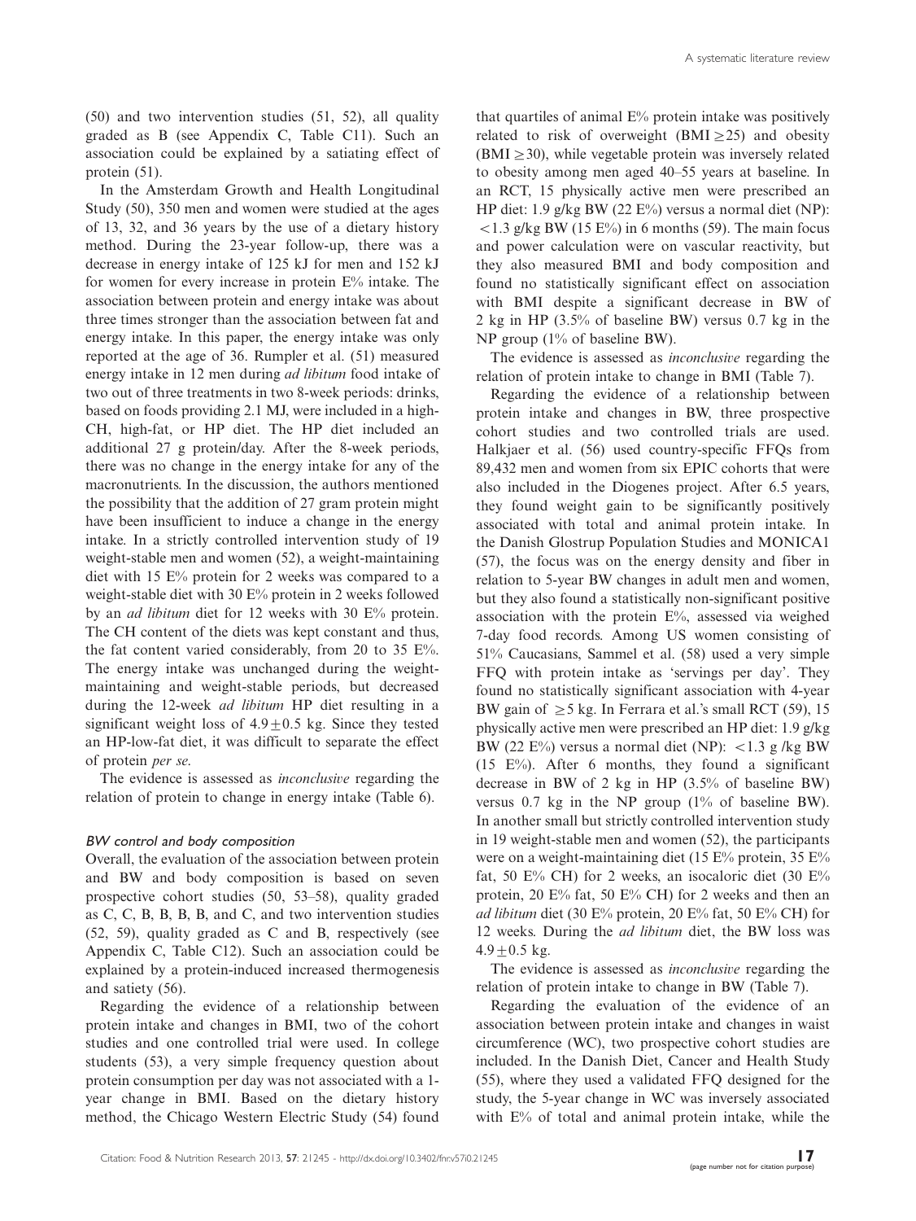(50) and two intervention studies (51, 52), all quality graded as B (see Appendix C, Table C11). Such an association could be explained by a satiating effect of protein (51).

In the Amsterdam Growth and Health Longitudinal Study (50), 350 men and women were studied at the ages of 13, 32, and 36 years by the use of a dietary history method. During the 23-year follow-up, there was a decrease in energy intake of 125 kJ for men and 152 kJ for women for every increase in protein E% intake. The association between protein and energy intake was about three times stronger than the association between fat and energy intake. In this paper, the energy intake was only reported at the age of 36. Rumpler et al. (51) measured energy intake in 12 men during *ad libitum* food intake of two out of three treatments in two 8-week periods: drinks, based on foods providing 2.1 MJ, were included in a high-CH, high-fat, or HP diet. The HP diet included an additional 27 g protein/day. After the 8-week periods, there was no change in the energy intake for any of the macronutrients. In the discussion, the authors mentioned the possibility that the addition of 27 gram protein might have been insufficient to induce a change in the energy intake. In a strictly controlled intervention study of 19 weight-stable men and women (52), a weight-maintaining diet with 15 E% protein for 2 weeks was compared to a weight-stable diet with 30 E% protein in 2 weeks followed by an *ad libitum* diet for 12 weeks with 30 E% protein. The CH content of the diets was kept constant and thus, the fat content varied considerably, from 20 to 35 E%. The energy intake was unchanged during the weight-maintaining and weight-stable periods, but decreased during the 12-week *ad libitum* HP diet resulting in a significant weight loss of $4.9 \pm 0.5$ kg. Since they tested an HP-low-fat diet, it was difficult to separate the effect of protein *per se*.

The evidence is assessed as *inconclusive* regarding the relation of protein to change in energy intake (Table 6).

### *BW control and body composition*

Overall, the evaluation of the association between protein and BW and body composition is based on seven prospective cohort studies (50, 53–58), quality graded as C, C, B, B, B, B, and C, and two intervention studies (52, 59), quality graded as C and B, respectively (see Appendix C, Table C12). Such an association could be explained by a protein-induced increased thermogenesis and satiety (56).

Regarding the evidence of a relationship between protein intake and changes in BMI, two of the cohort studies and one controlled trial were used. In college students (53), a very simple frequency question about protein consumption per day was not associated with a 1-year change in BMI. Based on the dietary history method, the Chicago Western Electric Study (54) found that quartiles of animal E% protein intake was positively related to risk of overweight (BMI $\geq$25) and obesity (BMI $\geq$30), while vegetable protein was inversely related to obesity among men aged 40–55 years at baseline. In an RCT, 15 physically active men were prescribed an HP diet: 1.9 g/kg BW (22 E%) versus a normal diet (NP): $<$1.3 g/kg BW (15 E%) in 6 months (59). The main focus and power calculation were on vascular reactivity, but they also measured BMI and body composition and found no statistically significant effect on association with BMI despite a significant decrease in BW of 2 kg in HP (3.5% of baseline BW) versus 0.7 kg in the NP group (1% of baseline BW).

The evidence is assessed as *inconclusive* regarding the relation of protein intake to change in BMI (Table 7).

Regarding the evidence of a relationship between protein intake and changes in BW, three prospective cohort studies and two controlled trials are used. Halkjaer et al. (56) used country-specific FFQs from 89,432 men and women from six EPIC cohorts that were also included in the Diogenes project. After 6.5 years, they found weight gain to be significantly positively associated with total and animal protein intake. In the Danish Glostrup Population Studies and MONICA1 (57), the focus was on the energy density and fiber in relation to 5-year BW changes in adult men and women, but they also found a statistically non-significant positive association with the protein E%, assessed via weighed 7-day food records. Among US women consisting of 51% Caucasians, Sammel et al. (58) used a very simple FFQ with protein intake as 'servings per day'. They found no statistically significant association with 4-year BW gain of $\geq$5 kg. In Ferrara et al.'s small RCT (59), 15 physically active men were prescribed an HP diet: 1.9 g/kg BW (22 E%) versus a normal diet (NP): $<$1.3 g /kg BW (15 E%). After 6 months, they found a significant decrease in BW of 2 kg in HP (3.5% of baseline BW) versus 0.7 kg in the NP group (1% of baseline BW). In another small but strictly controlled intervention study in 19 weight-stable men and women (52), the participants were on a weight-maintaining diet (15 E% protein, 35 E% fat, 50 E% CH) for 2 weeks, an isocaloric diet (30 E% protein, 20 E% fat, 50 E% CH) for 2 weeks and then an *ad libitum* diet (30 E% protein, 20 E% fat, 50 E% CH) for 12 weeks. During the *ad libitum* diet, the BW loss was $4.9 \pm 0.5$ kg.

The evidence is assessed as *inconclusive* regarding the relation of protein intake to change in BW (Table 7).

Regarding the evaluation of the evidence of an association between protein intake and changes in waist circumference (WC), two prospective cohort studies are included. In the Danish Diet, Cancer and Health Study (55), where they used a validated FFQ designed for the study, the 5-year change in WC was inversely associated with E% of total and animal protein intake, while the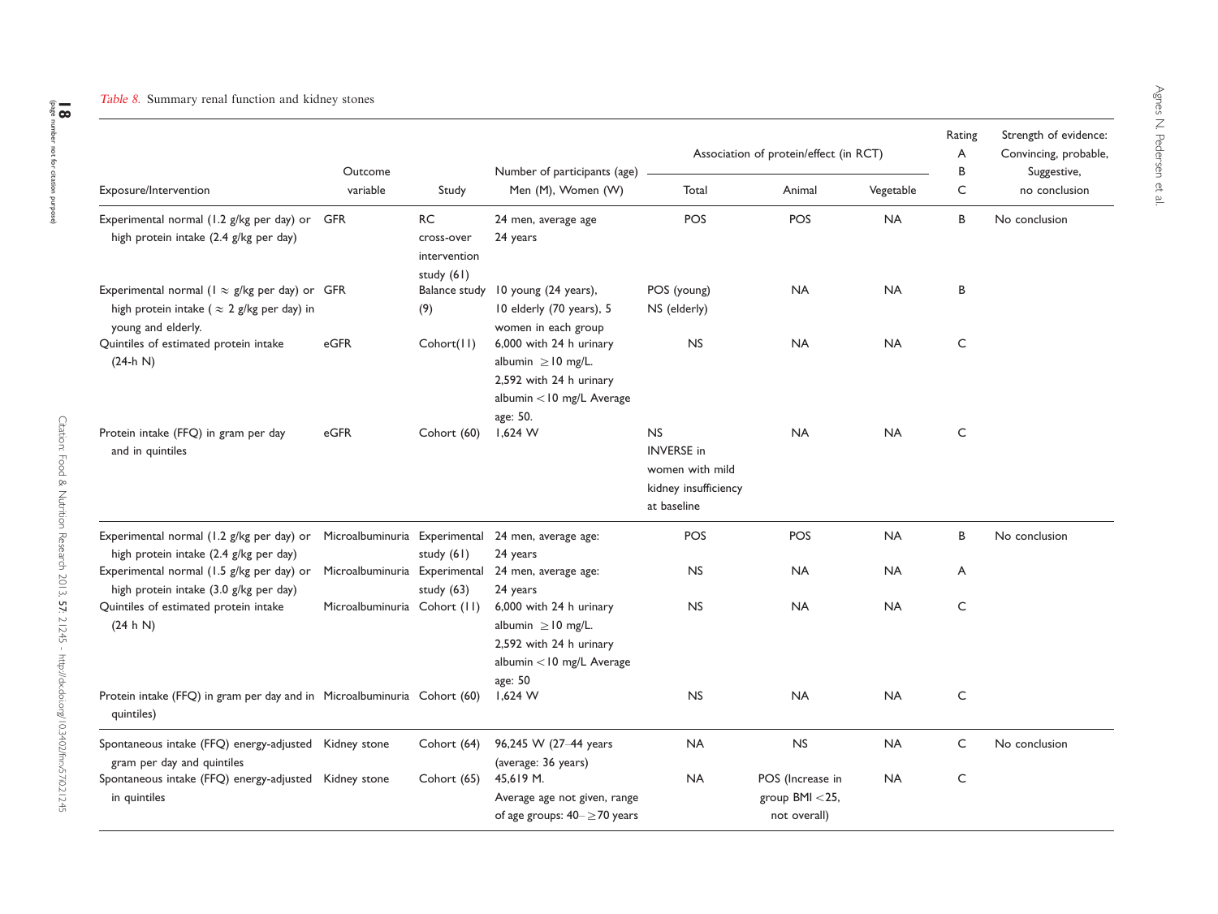*Table 8.* Summary renal function and kidney stones

| Exposure/Intervention | Outcome variable | Study | Number of participants (age) Men (M), Women (W) | Association of protein/effect (in RCT) Total | Animal | Vegetable | Rating A B C | Strength of evidence: Convincing, probable, Suggestive, no conclusion |
|---|---|---|---|---|---|---|---|---|
| Experimental normal (1.2 g/kg per day) or high protein intake (2.4 g/kg per day) | GFR | RC cross-over intervention study (61) | 24 men, average age 24 years | POS | POS | NA | B | No conclusion |
| Experimental normal (1 ≈ g/kg per day) or high protein intake ( ≈ 2 g/kg per day) in young and elderly. | GFR | Balance study (9) | 10 young (24 years), 10 elderly (70 years), 5 women in each group | POS (young) NS (elderly) | NA | NA | B | |
| Quintiles of estimated protein intake (24-h N) | eGFR | Cohort(11) | 6,000 with 24 h urinary albumin ≥10 mg/L. 2,592 with 24 h urinary albumin <10 mg/L Average age: 50. | NS | NA | NA | C | |
| Protein intake (FFQ) in gram per day and in quintiles | eGFR | Cohort (60) | 1,624 W | NS INVERSE in women with mild kidney insufficiency at baseline | NA | NA | C | |
| Experimental normal (1.2 g/kg per day) or high protein intake (2.4 g/kg per day) | Microalbuminuria | Experimental study (61) | 24 men, average age: 24 years | POS | POS | NA | B | No conclusion |
| Experimental normal (1.5 g/kg per day) or high protein intake (3.0 g/kg per day) | Microalbuminuria | Experimental study (63) | 24 men, average age: 24 years | NS | NA | NA | A | |
| Quintiles of estimated protein intake (24 h N) | Microalbuminuria | Cohort (11) | 6,000 with 24 h urinary albumin ≥10 mg/L. 2,592 with 24 h urinary albumin <10 mg/L Average age: 50 | NS | NA | NA | C | |
| Protein intake (FFQ) in gram per day and in quintiles) | Microalbuminuria | Cohort (60) | 1,624 W | NS | NA | NA | C | |
| Spontaneous intake (FFQ) energy-adjusted gram per day and quintiles | Kidney stone | Cohort (64) | 96,245 W (27–44 years (average: 36 years) | NA | NS | NA | C | No conclusion |
| Spontaneous intake (FFQ) energy-adjusted in quintiles | Kidney stone | Cohort (65) | 45,619 M. Average age not given, range of age groups: 40– ≥70 years | NA | POS (Increase in group BMI <25, not overall) | NA | C | |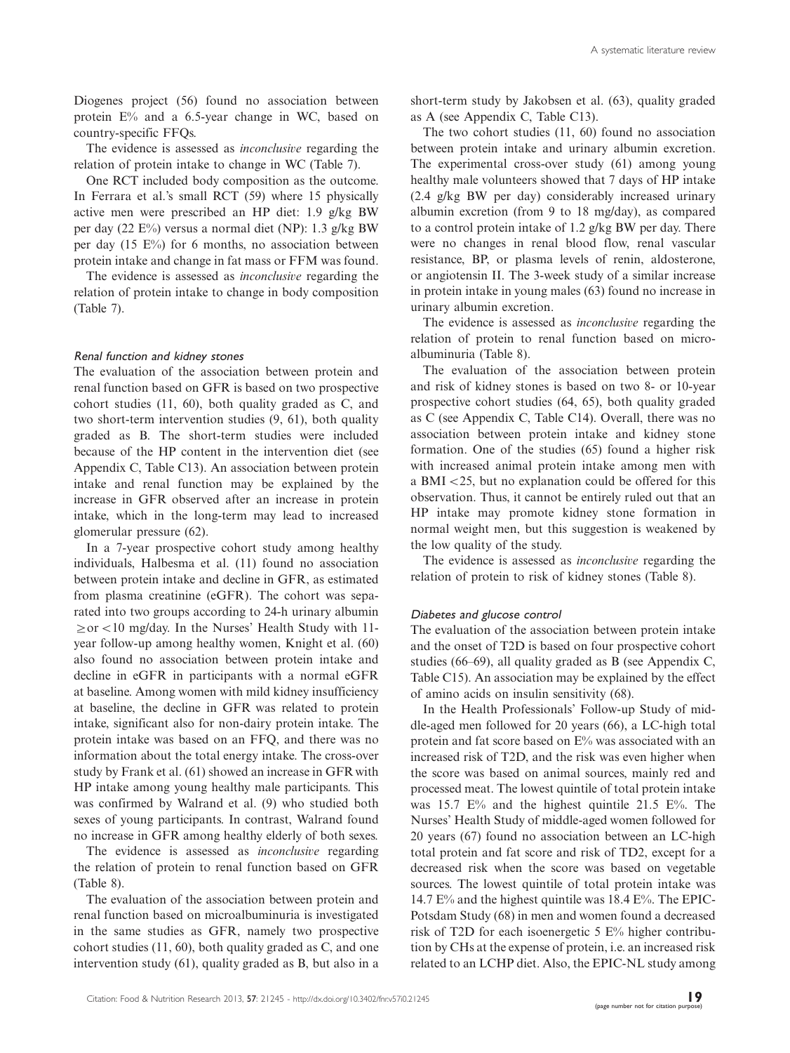Diogenes project (56) found no association between protein E% and a 6.5-year change in WC, based on country-specific FFQs.

The evidence is assessed as *inconclusive* regarding the relation of protein intake to change in WC (Table 7).

One RCT included body composition as the outcome. In Ferrara et al.'s small RCT (59) where 15 physically active men were prescribed an HP diet: 1.9 g/kg BW per day (22 E%) versus a normal diet (NP): 1.3 g/kg BW per day (15 E%) for 6 months, no association between protein intake and change in fat mass or FFM was found.

The evidence is assessed as *inconclusive* regarding the relation of protein intake to change in body composition (Table 7).

#### *Renal function and kidney stones*

The evaluation of the association between protein and renal function based on GFR is based on two prospective cohort studies (11, 60), both quality graded as C, and two short-term intervention studies (9, 61), both quality graded as B. The short-term studies were included because of the HP content in the intervention diet (see Appendix C, Table C13). An association between protein intake and renal function may be explained by the increase in GFR observed after an increase in protein intake, which in the long-term may lead to increased glomerular pressure (62).

In a 7-year prospective cohort study among healthy individuals, Halbesma et al. (11) found no association between protein intake and decline in GFR, as estimated from plasma creatinine (eGFR). The cohort was separated into two groups according to 24-h urinary albumin $\geq$ or $<$10 mg/day. In the Nurses' Health Study with 11-year follow-up among healthy women, Knight et al. (60) also found no association between protein intake and decline in eGFR in participants with a normal eGFR at baseline. Among women with mild kidney insufficiency at baseline, the decline in GFR was related to protein intake, significant also for non-dairy protein intake. The protein intake was based on an FFQ, and there was no information about the total energy intake. The cross-over study by Frank et al. (61) showed an increase in GFR with HP intake among young healthy male participants. This was confirmed by Walrand et al. (9) who studied both sexes of young participants. In contrast, Walrand found no increase in GFR among healthy elderly of both sexes.

The evidence is assessed as *inconclusive* regarding the relation of protein to renal function based on GFR (Table 8).

The evaluation of the association between protein and renal function based on microalbuminuria is investigated in the same studies as GFR, namely two prospective cohort studies (11, 60), both quality graded as C, and one intervention study (61), quality graded as B, but also in a short-term study by Jakobsen et al. (63), quality graded as A (see Appendix C, Table C13).

The two cohort studies (11, 60) found no association between protein intake and urinary albumin excretion. The experimental cross-over study (61) among young healthy male volunteers showed that 7 days of HP intake (2.4 g/kg BW per day) considerably increased urinary albumin excretion (from 9 to 18 mg/day), as compared to a control protein intake of 1.2 g/kg BW per day. There were no changes in renal blood flow, renal vascular resistance, BP, or plasma levels of renin, aldosterone, or angiotensin II. The 3-week study of a similar increase in protein intake in young males (63) found no increase in urinary albumin excretion.

The evidence is assessed as *inconclusive* regarding the relation of protein to renal function based on microalbuminuria (Table 8).

The evaluation of the association between protein and risk of kidney stones is based on two 8- or 10-year prospective cohort studies (64, 65), both quality graded as C (see Appendix C, Table C14). Overall, there was no association between protein intake and kidney stone formation. One of the studies (65) found a higher risk with increased animal protein intake among men with a BMI $<$25, but no explanation could be offered for this observation. Thus, it cannot be entirely ruled out that an HP intake may promote kidney stone formation in normal weight men, but this suggestion is weakened by the low quality of the study.

The evidence is assessed as *inconclusive* regarding the relation of protein to risk of kidney stones (Table 8).

#### *Diabetes and glucose control*

The evaluation of the association between protein intake and the onset of T2D is based on four prospective cohort studies (66–69), all quality graded as B (see Appendix C, Table C15). An association may be explained by the effect of amino acids on insulin sensitivity (68).

In the Health Professionals' Follow-up Study of middle-aged men followed for 20 years (66), a LC-high total protein and fat score based on E% was associated with an increased risk of T2D, and the risk was even higher when the score was based on animal sources, mainly red and processed meat. The lowest quintile of total protein intake was 15.7 E% and the highest quintile 21.5 E%. The Nurses' Health Study of middle-aged women followed for 20 years (67) found no association between an LC-high total protein and fat score and risk of TD2, except for a decreased risk when the score was based on vegetable sources. The lowest quintile of total protein intake was 14.7 E% and the highest quintile was 18.4 E%. The EPIC-Potsdam Study (68) in men and women found a decreased risk of T2D for each isoenergetic 5 E% higher contribution by CHs at the expense of protein, i.e. an increased risk related to an LCHP diet. Also, the EPIC-NL study among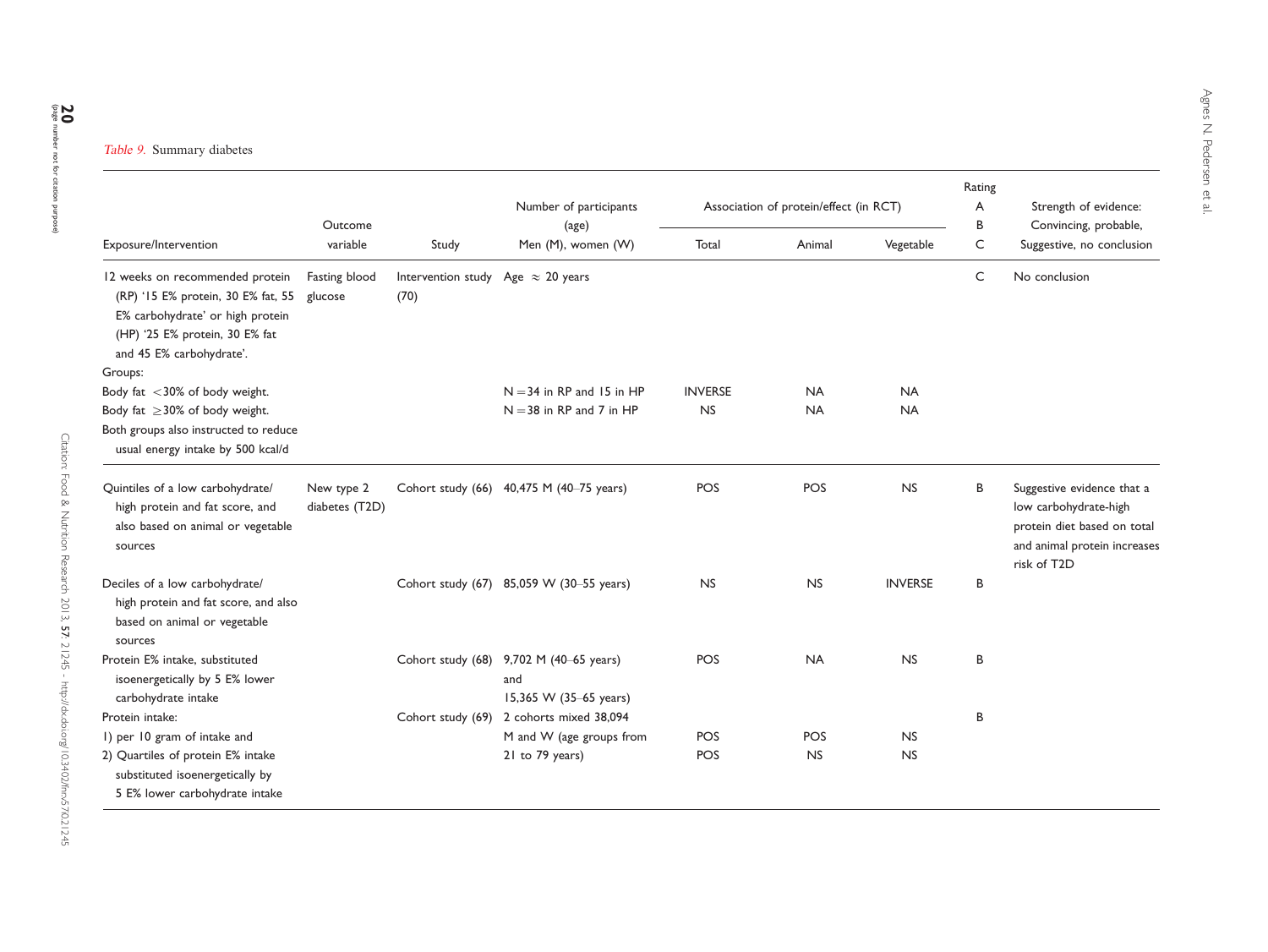*Table 9.* Summary diabetes

| Exposure/Intervention | Outcome variable | Study | Number of participants (age) Men (M), women (W) | Association of protein/effect (in RCT) | | | Rating A B C | Strength of evidence: Convincing, probable, Suggestive, no conclusion |
|---|---|---|---|---|---|---|---|---|
| | | | | Total | Animal | Vegetable | | |
| 12 weeks on recommended protein (RP) '15 E% protein, 30 E% fat, 55 E% carbohydrate' or high protein (HP) '25 E% protein, 30 E% fat and 45 E% carbohydrate'. | Fasting blood glucose | Intervention study (70) | Age ≈ 20 years | | | | C | No conclusion |
| Groups: | | | | | | | | |
| Body fat <30% of body weight. | | | N = 34 in RP and 15 in HP | INVERSE | NA | NA | | |
| Body fat ≥30% of body weight. | | | N = 38 in RP and 7 in HP | NS | NA | NA | | |
| Both groups also instructed to reduce usual energy intake by 500 kcal/d | | | | | | | | |
| Quintiles of a low carbohydrate/ high protein and fat score, and also based on animal or vegetable sources | New type 2 diabetes (T2D) | Cohort study (66) | 40,475 M (40–75 years) | POS | POS | NS | B | Suggestive evidence that a low carbohydrate-high protein diet based on total and animal protein increases risk of T2D |
| Deciles of a low carbohydrate/ high protein and fat score, and also based on animal or vegetable sources | | Cohort study (67) | 85,059 W (30–55 years) | NS | NS | INVERSE | B | |
| Protein E% intake, substituted isoenergetically by 5 E% lower carbohydrate intake | | Cohort study (68) | 9,702 M (40–65 years) and 15,365 W (35–65 years) | POS | NA | NS | B | |
| Protein intake: | | Cohort study (69) | 2 cohorts mixed 38,094 M and W (age groups from 21 to 79 years) | | | | B | |
| 1) per 10 gram of intake and | | | | POS | POS | NS | | |
| 2) Quartiles of protein E% intake substituted isoenergetically by 5 E% lower carbohydrate intake | | | | POS | NS | NS | | |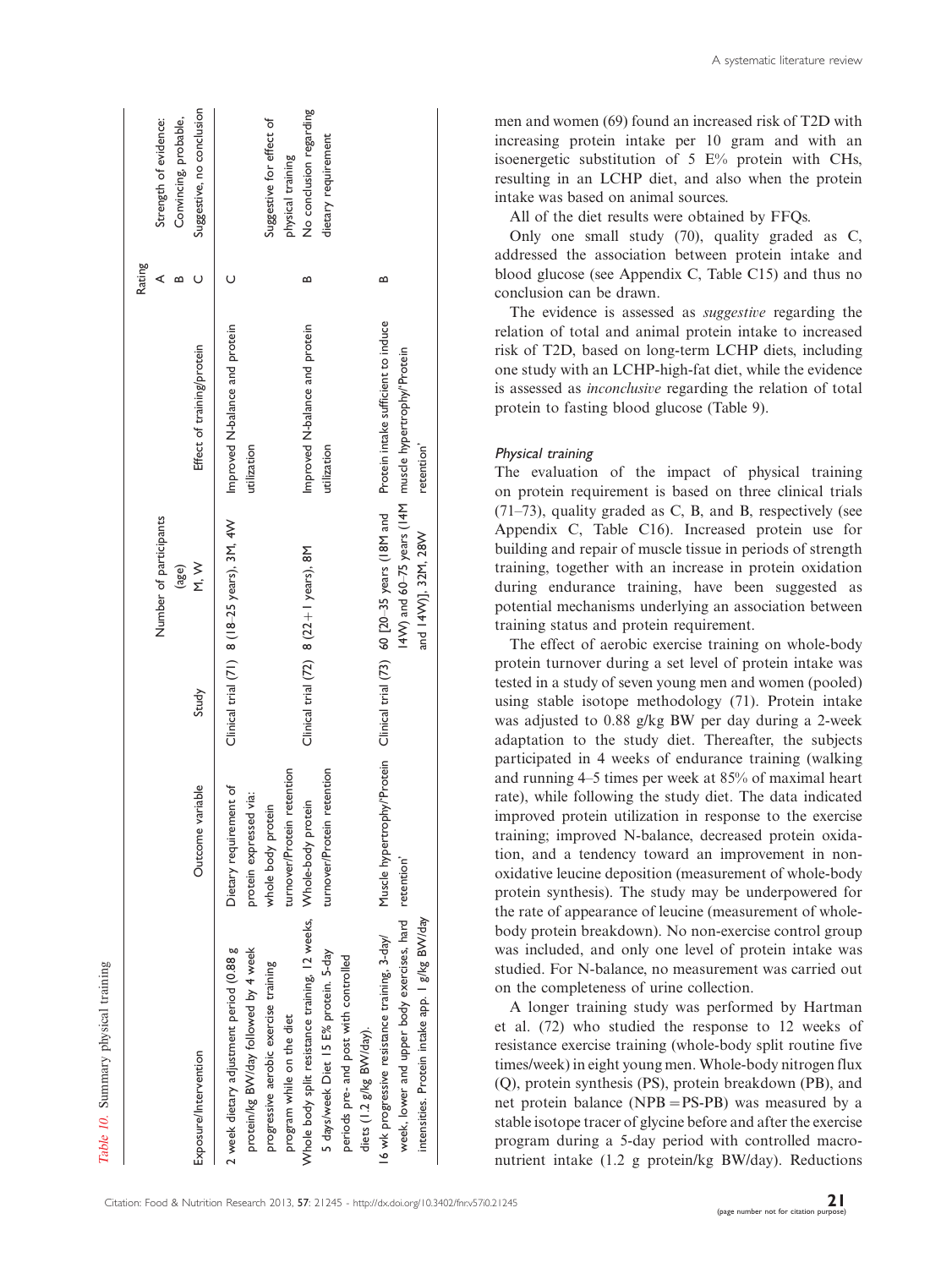*Table 10.* Summary physical training

| Exposure/Intervention | Outcome variable | Study | Number of participants (age) M, W | Effect of training/protein | Rating A Convincing, B probable, C Suggestive, no conclusion | Strength of evidence: |
|---|---|---|---|---|---|---|
| 2 week dietary adjustment period (0.88 g protein/kg BW/day followed by 4 week progressive aerobic exercise training program while on the diet | Dietary requirement of protein expressed via: whole body protein turnover/Protein retention | Clinical trial (71) | 8 (18–25 years), 3M, 4W | Improved N-balance and protein utilization | C | Suggestive for effect of physical training |
| Whole body split resistance training, 12 weeks, 5 days/week Diet 15 E% protein. 5-day periods pre- and post with controlled diets (1.2 g/kg BW/day). | Whole-body protein turnover/Protein retention | Clinical trial (72) | 8 (22±1 years), 8M | Improved N-balance and protein utilization | B | No conclusion regarding dietary requirement |
| 16 wk progressive resistance training, 3-day/week, lower and upper body exercises, hard intensities. Protein intake app. 1 g/kg BW/day | Muscle hypertrophy/'Protein retention' | Clinical trial (73) | 60 [20–35 years (18M and 14W) and 60–75 years (14M and 14W)], 32M, 28W | Protein intake sufficient to induce muscle hypertrophy/'Protein retention' | B | |

men and women (69) found an increased risk of T2D with increasing protein intake per 10 gram and with an isoenergetic substitution of 5 E% protein with CHs, resulting in an LCHP diet, and also when the protein intake was based on animal sources.

All of the diet results were obtained by FFQs.

Only one small study (70), quality graded as C, addressed the association between protein intake and blood glucose (see Appendix C, Table C15) and thus no conclusion can be drawn.

The evidence is assessed as *suggestive* regarding the relation of total and animal protein intake to increased risk of T2D, based on long-term LCHP diets, including one study with an LCHP-high-fat diet, while the evidence is assessed as *inconclusive* regarding the relation of total protein to fasting blood glucose (Table 9).

### *Physical training*

The evaluation of the impact of physical training on protein requirement is based on three clinical trials (71–73), quality graded as C, B, and B, respectively (see Appendix C, Table C16). Increased protein use for building and repair of muscle tissue in periods of strength training, together with an increase in protein oxidation during endurance training, have been suggested as potential mechanisms underlying an association between training status and protein requirement.

The effect of aerobic exercise training on whole-body protein turnover during a set level of protein intake was tested in a study of seven young men and women (pooled) using stable isotope methodology (71). Protein intake was adjusted to 0.88 g/kg BW per day during a 2-week adaptation to the study diet. Thereafter, the subjects participated in 4 weeks of endurance training (walking and running 4–5 times per week at 85% of maximal heart rate), while following the study diet. The data indicated improved protein utilization in response to the exercise training; improved N-balance, decreased protein oxidation, and a tendency toward an improvement in non-oxidative leucine deposition (measurement of whole-body protein synthesis). The study may be underpowered for the rate of appearance of leucine (measurement of whole-body protein breakdown). No non-exercise control group was included, and only one level of protein intake was studied. For N-balance, no measurement was carried out on the completeness of urine collection.

A longer training study was performed by Hartman et al. (72) who studied the response to 12 weeks of resistance exercise training (whole-body split routine five times/week) in eight young men. Whole-body nitrogen flux (Q), protein synthesis (PS), protein breakdown (PB), and net protein balance (NPB = PS-PB) was measured by a stable isotope tracer of glycine before and after the exercise program during a 5-day period with controlled macronutrient intake (1.2 g protein/kg BW/day). Reductions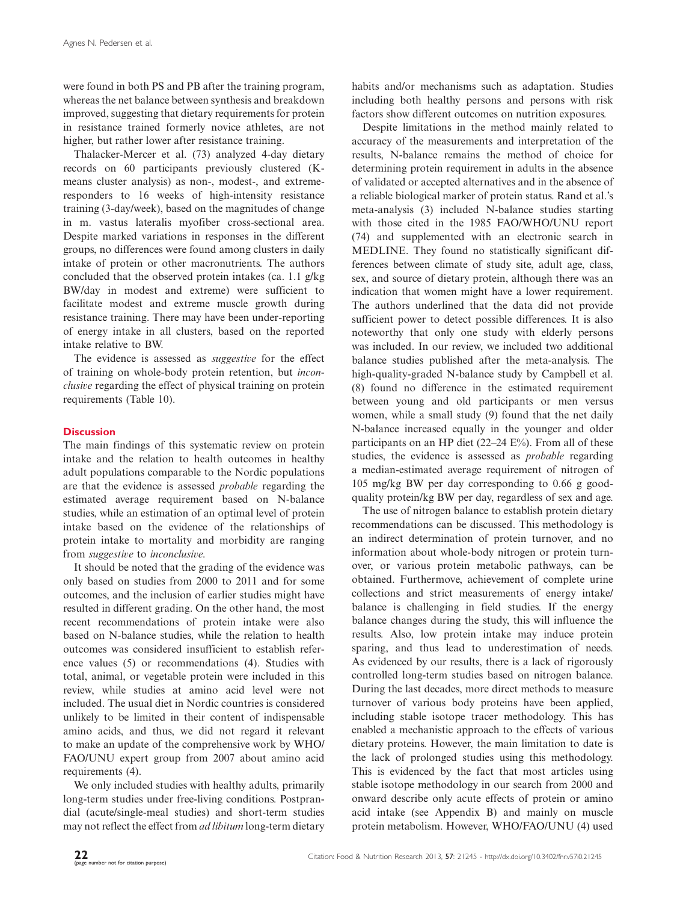were found in both PS and PB after the training program, whereas the net balance between synthesis and breakdown improved, suggesting that dietary requirements for protein in resistance trained formerly novice athletes, are not higher, but rather lower after resistance training.

Thalacker-Mercer et al. (73) analyzed 4-day dietary records on 60 participants previously clustered (K-means cluster analysis) as non-, modest-, and extreme-responders to 16 weeks of high-intensity resistance training (3-day/week), based on the magnitudes of change in m. vastus lateralis myofiber cross-sectional area. Despite marked variations in responses in the different groups, no differences were found among clusters in daily intake of protein or other macronutrients. The authors concluded that the observed protein intakes (ca. 1.1 g/kg BW/day in modest and extreme) were sufficient to facilitate modest and extreme muscle growth during resistance training. There may have been under-reporting of energy intake in all clusters, based on the reported intake relative to BW.

The evidence is assessed as *suggestive* for the effect of training on whole-body protein retention, but *inconclusive* regarding the effect of physical training on protein requirements (Table 10).

## Discussion

The main findings of this systematic review on protein intake and the relation to health outcomes in healthy adult populations comparable to the Nordic populations are that the evidence is assessed *probable* regarding the estimated average requirement based on N-balance studies, while an estimation of an optimal level of protein intake based on the evidence of the relationships of protein intake to mortality and morbidity are ranging from *suggestive* to *inconclusive*.

It should be noted that the grading of the evidence was only based on studies from 2000 to 2011 and for some outcomes, and the inclusion of earlier studies might have resulted in different grading. On the other hand, the most recent recommendations of protein intake were also based on N-balance studies, while the relation to health outcomes was considered insufficient to establish reference values (5) or recommendations (4). Studies with total, animal, or vegetable protein were included in this review, while studies at amino acid level were not included. The usual diet in Nordic countries is considered unlikely to be limited in their content of indispensable amino acids, and thus, we did not regard it relevant to make an update of the comprehensive work by WHO/FAO/UNU expert group from 2007 about amino acid requirements (4).

We only included studies with healthy adults, primarily long-term studies under free-living conditions. Postprandial (acute/single-meal studies) and short-term studies may not reflect the effect from *ad libitum* long-term dietary habits and/or mechanisms such as adaptation. Studies including both healthy persons and persons with risk factors show different outcomes on nutrition exposures.

Despite limitations in the method mainly related to accuracy of the measurements and interpretation of the results, N-balance remains the method of choice for determining protein requirement in adults in the absence of validated or accepted alternatives and in the absence of a reliable biological marker of protein status. Rand et al.'s meta-analysis (3) included N-balance studies starting with those cited in the 1985 FAO/WHO/UNU report (74) and supplemented with an electronic search in MEDLINE. They found no statistically significant differences between climate of study site, adult age, class, sex, and source of dietary protein, although there was an indication that women might have a lower requirement. The authors underlined that the data did not provide sufficient power to detect possible differences. It is also noteworthy that only one study with elderly persons was included. In our review, we included two additional balance studies published after the meta-analysis. The high-quality-graded N-balance study by Campbell et al. (8) found no difference in the estimated requirement between young and old participants or men versus women, while a small study (9) found that the net daily N-balance increased equally in the younger and older participants on an HP diet (22–24 E%). From all of these studies, the evidence is assessed as *probable* regarding a median-estimated average requirement of nitrogen of 105 mg/kg BW per day corresponding to 0.66 g good-quality protein/kg BW per day, regardless of sex and age.

The use of nitrogen balance to establish protein dietary recommendations can be discussed. This methodology is an indirect determination of protein turnover, and no information about whole-body nitrogen or protein turnover, or various protein metabolic pathways, can be obtained. Furthermove, achievement of complete urine collections and strict measurements of energy intake/balance is challenging in field studies. If the energy balance changes during the study, this will influence the results. Also, low protein intake may induce protein sparing, and thus lead to underestimation of needs. As evidenced by our results, there is a lack of rigorously controlled long-term studies based on nitrogen balance. During the last decades, more direct methods to measure turnover of various body proteins have been applied, including stable isotope tracer methodology. This has enabled a mechanistic approach to the effects of various dietary proteins. However, the main limitation to date is the lack of prolonged studies using this methodology. This is evidenced by the fact that most articles using stable isotope methodology in our search from 2000 and onward describe only acute effects of protein or amino acid intake (see Appendix B) and mainly on muscle protein metabolism. However, WHO/FAO/UNU (4) used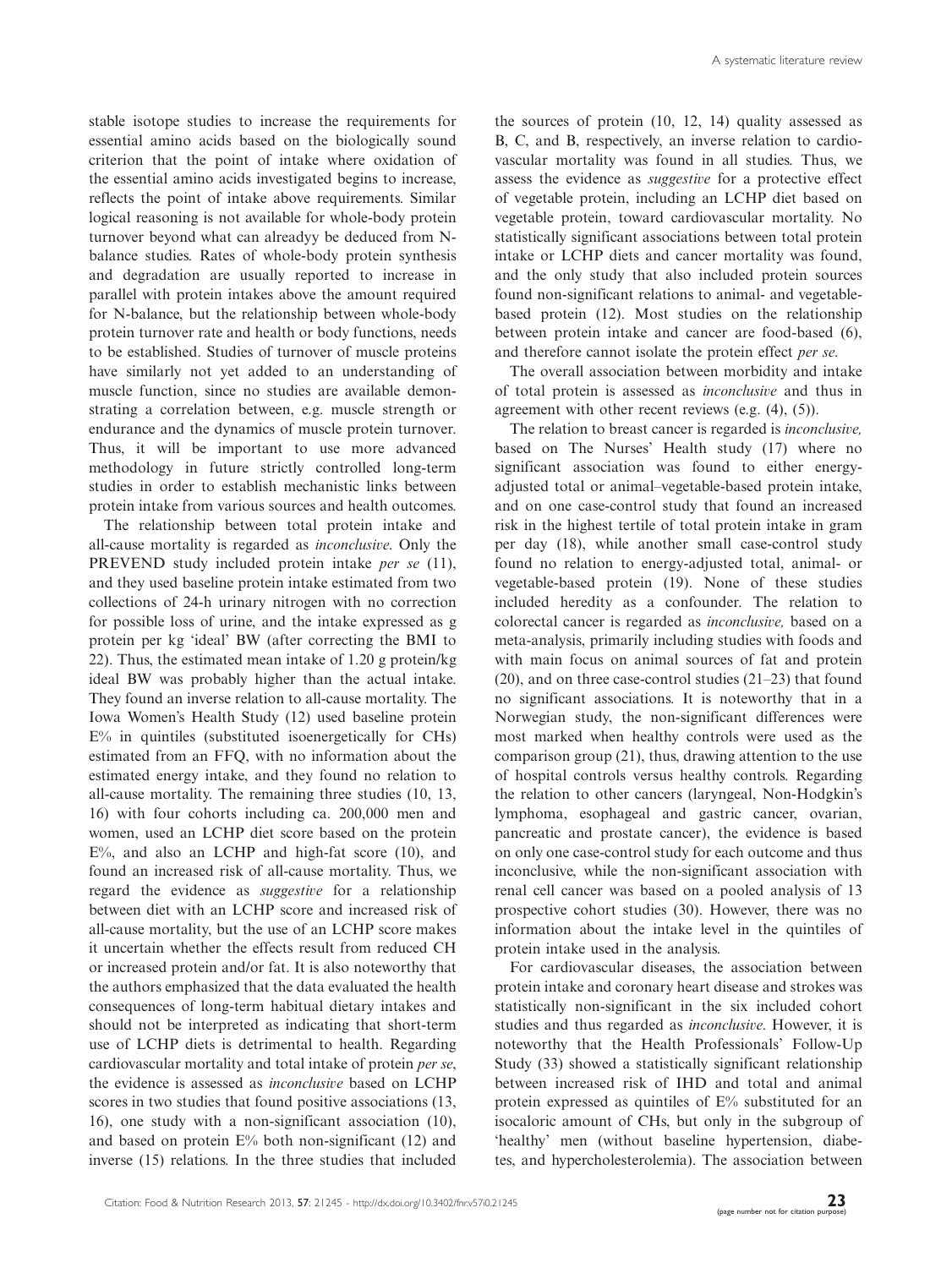stable isotope studies to increase the requirements for essential amino acids based on the biologically sound criterion that the point of intake where oxidation of the essential amino acids investigated begins to increase, reflects the point of intake above requirements. Similar logical reasoning is not available for whole-body protein turnover beyond what can alreadyy be deduced from N-balance studies. Rates of whole-body protein synthesis and degradation are usually reported to increase in parallel with protein intakes above the amount required for N-balance, but the relationship between whole-body protein turnover rate and health or body functions, needs to be established. Studies of turnover of muscle proteins have similarly not yet added to an understanding of muscle function, since no studies are available demonstrating a correlation between, e.g. muscle strength or endurance and the dynamics of muscle protein turnover. Thus, it will be important to use more advanced methodology in future strictly controlled long-term studies in order to establish mechanistic links between protein intake from various sources and health outcomes.

The relationship between total protein intake and all-cause mortality is regarded as *inconclusive*. Only the PREVEND study included protein intake *per se* (11), and they used baseline protein intake estimated from two collections of 24-h urinary nitrogen with no correction for possible loss of urine, and the intake expressed as g protein per kg 'ideal' BW (after correcting the BMI to 22). Thus, the estimated mean intake of 1.20 g protein/kg ideal BW was probably higher than the actual intake. They found an inverse relation to all-cause mortality. The Iowa Women's Health Study (12) used baseline protein E% in quintiles (substituted isoenergetically for CHs) estimated from an FFQ, with no information about the estimated energy intake, and they found no relation to all-cause mortality. The remaining three studies (10, 13, 16) with four cohorts including ca. 200,000 men and women, used an LCHP diet score based on the protein E%, and also an LCHP and high-fat score (10), and found an increased risk of all-cause mortality. Thus, we regard the evidence as *suggestive* for a relationship between diet with an LCHP score and increased risk of all-cause mortality, but the use of an LCHP score makes it uncertain whether the effects result from reduced CH or increased protein and/or fat. It is also noteworthy that the authors emphasized that the data evaluated the health consequences of long-term habitual dietary intakes and should not be interpreted as indicating that short-term use of LCHP diets is detrimental to health. Regarding cardiovascular mortality and total intake of protein *per se*, the evidence is assessed as *inconclusive* based on LCHP scores in two studies that found positive associations (13, 16), one study with a non-significant association (10), and based on protein E% both non-significant (12) and inverse (15) relations. In the three studies that included the sources of protein (10, 12, 14) quality assessed as B, C, and B, respectively, an inverse relation to cardiovascular mortality was found in all studies. Thus, we assess the evidence as *suggestive* for a protective effect of vegetable protein, including an LCHP diet based on vegetable protein, toward cardiovascular mortality. No statistically significant associations between total protein intake or LCHP diets and cancer mortality was found, and the only study that also included protein sources found non-significant relations to animal- and vegetable-based protein (12). Most studies on the relationship between protein intake and cancer are food-based (6), and therefore cannot isolate the protein effect *per se*.

The overall association between morbidity and intake of total protein is assessed as *inconclusive* and thus in agreement with other recent reviews (e.g. (4), (5)).

The relation to breast cancer is regarded is *inconclusive,* based on The Nurses' Health study (17) where no significant association was found to either energy-adjusted total or animal–vegetable-based protein intake, and on one case-control study that found an increased risk in the highest tertile of total protein intake in gram per day (18), while another small case-control study found no relation to energy-adjusted total, animal- or vegetable-based protein (19). None of these studies included heredity as a confounder. The relation to colorectal cancer is regarded as *inconclusive,* based on a meta-analysis, primarily including studies with foods and with main focus on animal sources of fat and protein (20), and on three case-control studies (21–23) that found no significant associations. It is noteworthy that in a Norwegian study, the non-significant differences were most marked when healthy controls were used as the comparison group (21), thus, drawing attention to the use of hospital controls versus healthy controls. Regarding the relation to other cancers (laryngeal, Non-Hodgkin's lymphoma, esophageal and gastric cancer, ovarian, pancreatic and prostate cancer), the evidence is based on only one case-control study for each outcome and thus inconclusive, while the non-significant association with renal cell cancer was based on a pooled analysis of 13 prospective cohort studies (30). However, there was no information about the intake level in the quintiles of protein intake used in the analysis.

For cardiovascular diseases, the association between protein intake and coronary heart disease and strokes was statistically non-significant in the six included cohort studies and thus regarded as *inconclusive*. However, it is noteworthy that the Health Professionals' Follow-Up Study (33) showed a statistically significant relationship between increased risk of IHD and total and animal protein expressed as quintiles of E% substituted for an isocaloric amount of CHs, but only in the subgroup of 'healthy' men (without baseline hypertension, diabetes, and hypercholesterolemia). The association between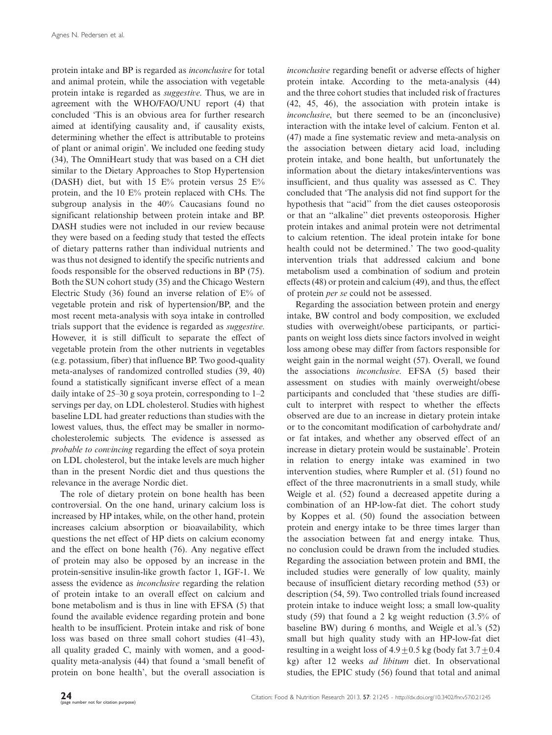protein intake and BP is regarded as *inconclusive* for total and animal protein, while the association with vegetable protein intake is regarded as *suggestive*. Thus, we are in agreement with the WHO/FAO/UNU report (4) that concluded 'This is an obvious area for further research aimed at identifying causality and, if causality exists, determining whether the effect is attributable to proteins of plant or animal origin'. We included one feeding study (34), The OmniHeart study that was based on a CH diet similar to the Dietary Approaches to Stop Hypertension (DASH) diet, but with 15 E% protein versus 25 E% protein, and the 10 E% protein replaced with CHs. The subgroup analysis in the 40% Caucasians found no significant relationship between protein intake and BP. DASH studies were not included in our review because they were based on a feeding study that tested the effects of dietary patterns rather than individual nutrients and was thus not designed to identify the specific nutrients and foods responsible for the observed reductions in BP (75). Both the SUN cohort study (35) and the Chicago Western Electric Study (36) found an inverse relation of E% of vegetable protein and risk of hypertension/BP, and the most recent meta-analysis with soya intake in controlled trials support that the evidence is regarded as *suggestive*. However, it is still difficult to separate the effect of vegetable protein from the other nutrients in vegetables (e.g. potassium, fiber) that influence BP. Two good-quality meta-analyses of randomized controlled studies (39, 40) found a statistically significant inverse effect of a mean daily intake of 25–30 g soya protein, corresponding to 1–2 servings per day, on LDL cholesterol. Studies with highest baseline LDL had greater reductions than studies with the lowest values, thus, the effect may be smaller in normocholesterolemic subjects. The evidence is assessed as *probable to convincing* regarding the effect of soya protein on LDL cholesterol, but the intake levels are much higher than in the present Nordic diet and thus questions the relevance in the average Nordic diet.

The role of dietary protein on bone health has been controversial. On the one hand, urinary calcium loss is increased by HP intakes, while, on the other hand, protein increases calcium absorption or bioavailability, which questions the net effect of HP diets on calcium economy and the effect on bone health (76). Any negative effect of protein may also be opposed by an increase in the protein-sensitive insulin-like growth factor 1, IGF-1. We assess the evidence as *inconclusive* regarding the relation of protein intake to an overall effect on calcium and bone metabolism and is thus in line with EFSA (5) that found the available evidence regarding protein and bone health to be insufficient. Protein intake and risk of bone loss was based on three small cohort studies (41–43), all quality graded C, mainly with women, and a good-quality meta-analysis (44) that found a 'small benefit of protein on bone health', but the overall association is *inconclusive* regarding benefit or adverse effects of higher protein intake. According to the meta-analysis (44) and the three cohort studies that included risk of fractures (42, 45, 46), the association with protein intake is *inconclusive*, but there seemed to be an (inconclusive) interaction with the intake level of calcium. Fenton et al. (47) made a fine systematic review and meta-analysis on the association between dietary acid load, including protein intake, and bone health, but unfortunately the information about the dietary intakes/interventions was insufficient, and thus quality was assessed as C. They concluded that 'The analysis did not find support for the hypothesis that "acid" from the diet causes osteoporosis or that an "alkaline" diet prevents osteoporosis. Higher protein intakes and animal protein were not detrimental to calcium retention. The ideal protein intake for bone health could not be determined.' The two good-quality intervention trials that addressed calcium and bone metabolism used a combination of sodium and protein effects (48) or protein and calcium (49), and thus, the effect of protein *per se* could not be assessed.

Regarding the association between protein and energy intake, BW control and body composition, we excluded studies with overweight/obese participants, or participants on weight loss diets since factors involved in weight loss among obese may differ from factors responsible for weight gain in the normal weight (57). Overall, we found the associations *inconclusive*. EFSA (5) based their assessment on studies with mainly overweight/obese participants and concluded that 'these studies are difficult to interpret with respect to whether the effects observed are due to an increase in dietary protein intake or to the concomitant modification of carbohydrate and/or fat intakes, and whether any observed effect of an increase in dietary protein would be sustainable'. Protein in relation to energy intake was examined in two intervention studies, where Rumpler et al. (51) found no effect of the three macronutrients in a small study, while Weigle et al. (52) found a decreased appetite during a combination of an HP-low-fat diet. The cohort study by Koppes et al. (50) found the association between protein and energy intake to be three times larger than the association between fat and energy intake. Thus, no conclusion could be drawn from the included studies. Regarding the association between protein and BMI, the included studies were generally of low quality, mainly because of insufficient dietary recording method (53) or description (54, 59). Two controlled trials found increased protein intake to induce weight loss; a small low-quality study (59) that found a 2 kg weight reduction (3.5% of baseline BW) during 6 months, and Weigle et al.'s (52) small but high quality study with an HP-low-fat diet resulting in a weight loss of $4.9 \pm 0.5$ kg (body fat $3.7 \pm 0.4$ kg) after 12 weeks *ad libitum* diet. In observational studies, the EPIC study (56) found that total and animal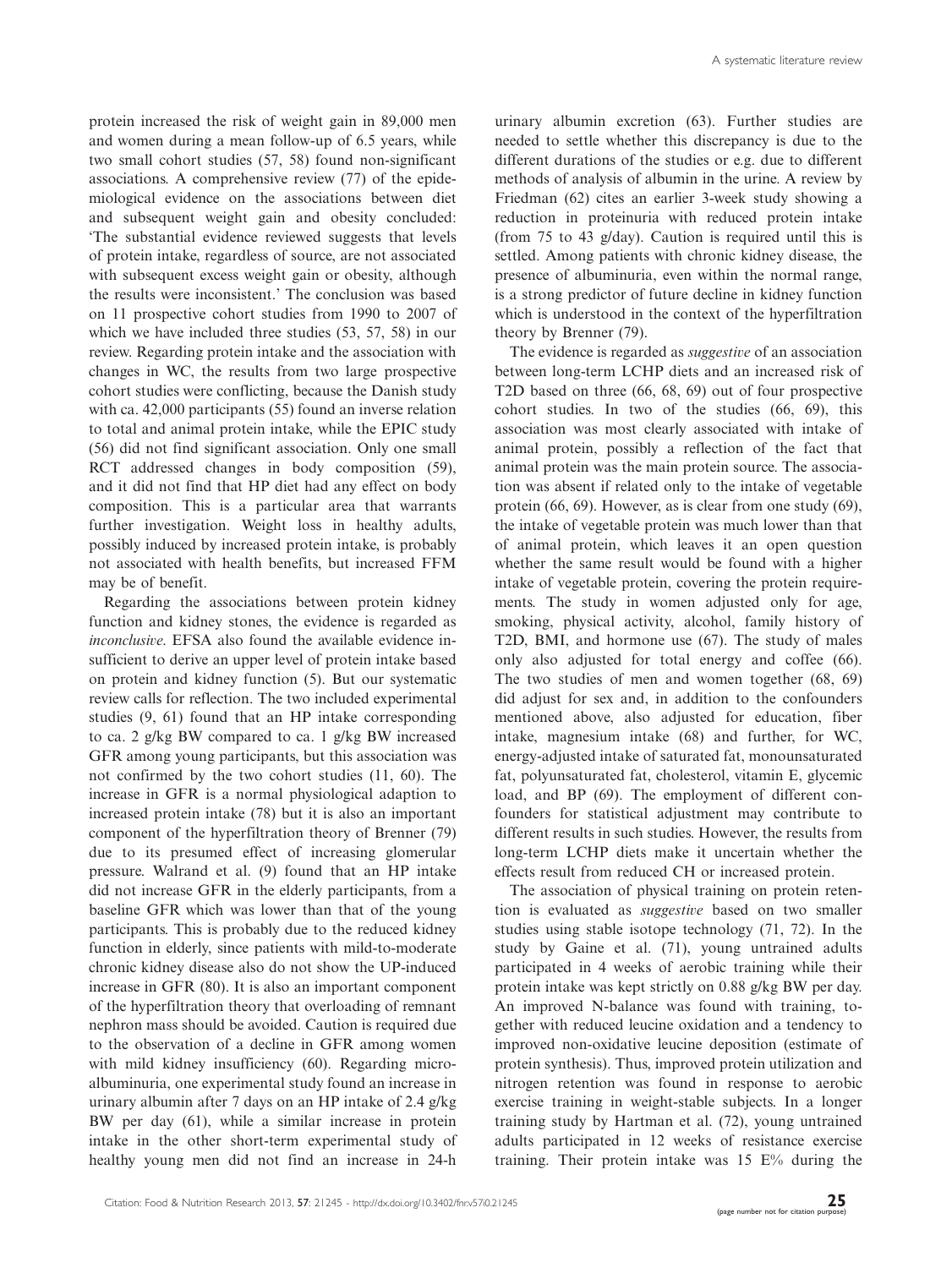protein increased the risk of weight gain in 89,000 men and women during a mean follow-up of 6.5 years, while two small cohort studies (57, 58) found non-significant associations. A comprehensive review (77) of the epidemiological evidence on the associations between diet and subsequent weight gain and obesity concluded: 'The substantial evidence reviewed suggests that levels of protein intake, regardless of source, are not associated with subsequent excess weight gain or obesity, although the results were inconsistent.' The conclusion was based on 11 prospective cohort studies from 1990 to 2007 of which we have included three studies (53, 57, 58) in our review. Regarding protein intake and the association with changes in WC, the results from two large prospective cohort studies were conflicting, because the Danish study with ca. 42,000 participants (55) found an inverse relation to total and animal protein intake, while the EPIC study (56) did not find significant association. Only one small RCT addressed changes in body composition (59), and it did not find that HP diet had any effect on body composition. This is a particular area that warrants further investigation. Weight loss in healthy adults, possibly induced by increased protein intake, is probably not associated with health benefits, but increased FFM may be of benefit.

Regarding the associations between protein kidney function and kidney stones, the evidence is regarded as *inconclusive*. EFSA also found the available evidence insufficient to derive an upper level of protein intake based on protein and kidney function (5). But our systematic review calls for reflection. The two included experimental studies (9, 61) found that an HP intake corresponding to ca. 2 g/kg BW compared to ca. 1 g/kg BW increased GFR among young participants, but this association was not confirmed by the two cohort studies (11, 60). The increase in GFR is a normal physiological adaption to increased protein intake (78) but it is also an important component of the hyperfiltration theory of Brenner (79) due to its presumed effect of increasing glomerular pressure. Walrand et al. (9) found that an HP intake did not increase GFR in the elderly participants, from a baseline GFR which was lower than that of the young participants. This is probably due to the reduced kidney function in elderly, since patients with mild-to-moderate chronic kidney disease also do not show the UP-induced increase in GFR (80). It is also an important component of the hyperfiltration theory that overloading of remnant nephron mass should be avoided. Caution is required due to the observation of a decline in GFR among women with mild kidney insufficiency (60). Regarding microalbuminuria, one experimental study found an increase in urinary albumin after 7 days on an HP intake of 2.4 g/kg BW per day (61), while a similar increase in protein intake in the other short-term experimental study of healthy young men did not find an increase in 24-h urinary albumin excretion (63). Further studies are needed to settle whether this discrepancy is due to the different durations of the studies or e.g. due to different methods of analysis of albumin in the urine. A review by Friedman (62) cites an earlier 3-week study showing a reduction in proteinuria with reduced protein intake (from 75 to 43 g/day). Caution is required until this is settled. Among patients with chronic kidney disease, the presence of albuminuria, even within the normal range, is a strong predictor of future decline in kidney function which is understood in the context of the hyperfiltration theory by Brenner (79).

The evidence is regarded as *suggestive* of an association between long-term LCHP diets and an increased risk of T2D based on three (66, 68, 69) out of four prospective cohort studies. In two of the studies (66, 69), this association was most clearly associated with intake of animal protein, possibly a reflection of the fact that animal protein was the main protein source. The association was absent if related only to the intake of vegetable protein (66, 69). However, as is clear from one study (69), the intake of vegetable protein was much lower than that of animal protein, which leaves it an open question whether the same result would be found with a higher intake of vegetable protein, covering the protein requirements. The study in women adjusted only for age, smoking, physical activity, alcohol, family history of T2D, BMI, and hormone use (67). The study of males only also adjusted for total energy and coffee (66). The two studies of men and women together (68, 69) did adjust for sex and, in addition to the confounders mentioned above, also adjusted for education, fiber intake, magnesium intake (68) and further, for WC, energy-adjusted intake of saturated fat, monounsaturated fat, polyunsaturated fat, cholesterol, vitamin E, glycemic load, and BP (69). The employment of different confounders for statistical adjustment may contribute to different results in such studies. However, the results from long-term LCHP diets make it uncertain whether the effects result from reduced CH or increased protein.

The association of physical training on protein retention is evaluated as *suggestive* based on two smaller studies using stable isotope technology (71, 72). In the study by Gaine et al. (71), young untrained adults participated in 4 weeks of aerobic training while their protein intake was kept strictly on 0.88 g/kg BW per day. An improved N-balance was found with training, together with reduced leucine oxidation and a tendency to improved non-oxidative leucine deposition (estimate of protein synthesis). Thus, improved protein utilization and nitrogen retention was found in response to aerobic exercise training in weight-stable subjects. In a longer training study by Hartman et al. (72), young untrained adults participated in 12 weeks of resistance exercise training. Their protein intake was 15 E% during the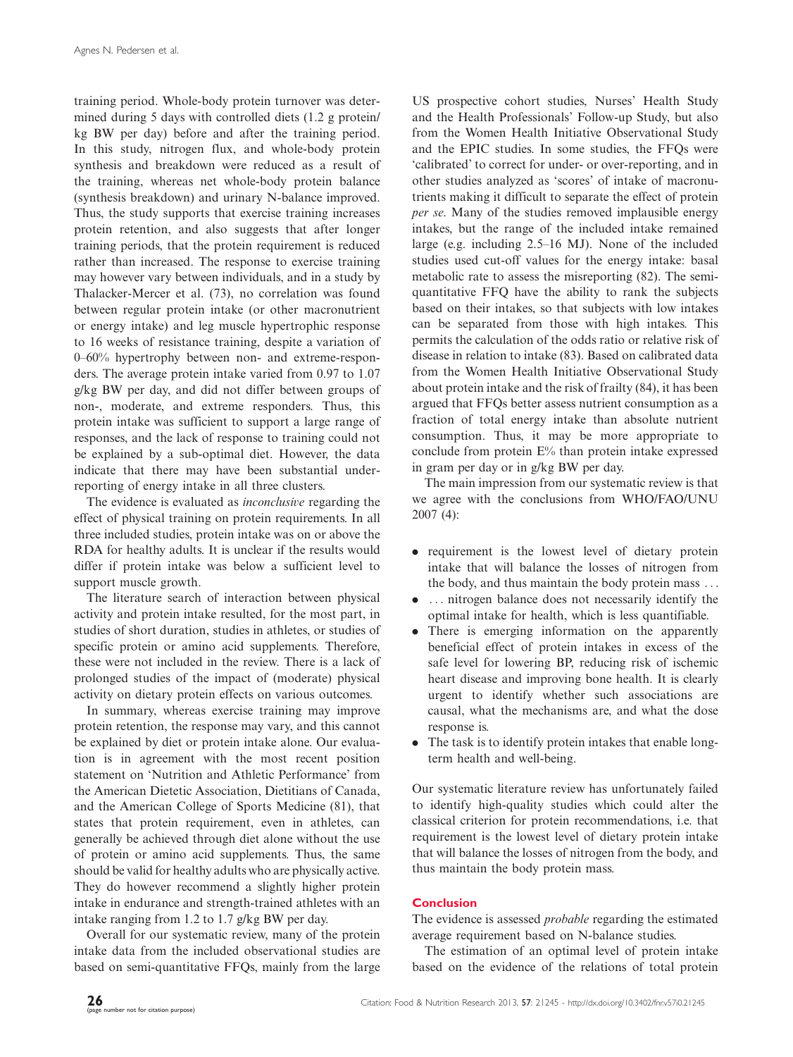training period. Whole-body protein turnover was determined during 5 days with controlled diets (1.2 g protein/kg BW per day) before and after the training period. In this study, nitrogen flux, and whole-body protein synthesis and breakdown were reduced as a result of the training, whereas net whole-body protein balance (synthesis breakdown) and urinary N-balance improved. Thus, the study supports that exercise training increases protein retention, and also suggests that after longer training periods, that the protein requirement is reduced rather than increased. The response to exercise training may however vary between individuals, and in a study by Thalacker-Mercer et al. (73), no correlation was found between regular protein intake (or other macronutrient or energy intake) and leg muscle hypertrophic response to 16 weeks of resistance training, despite a variation of 0–60% hypertrophy between non- and extreme-responders. The average protein intake varied from 0.97 to 1.07 g/kg BW per day, and did not differ between groups of non-, moderate, and extreme responders. Thus, this protein intake was sufficient to support a large range of responses, and the lack of response to training could not be explained by a sub-optimal diet. However, the data indicate that there may have been substantial under-reporting of energy intake in all three clusters.

The evidence is evaluated as *inconclusive* regarding the effect of physical training on protein requirements. In all three included studies, protein intake was on or above the RDA for healthy adults. It is unclear if the results would differ if protein intake was below a sufficient level to support muscle growth.

The literature search of interaction between physical activity and protein intake resulted, for the most part, in studies of short duration, studies in athletes, or studies of specific protein or amino acid supplements. Therefore, these were not included in the review. There is a lack of prolonged studies of the impact of (moderate) physical activity on dietary protein effects on various outcomes.

In summary, whereas exercise training may improve protein retention, the response may vary, and this cannot be explained by diet or protein intake alone. Our evaluation is in agreement with the most recent position statement on 'Nutrition and Athletic Performance' from the American Dietetic Association, Dietitians of Canada, and the American College of Sports Medicine (81), that states that protein requirement, even in athletes, can generally be achieved through diet alone without the use of protein or amino acid supplements. Thus, the same should be valid for healthy adults who are physically active. They do however recommend a slightly higher protein intake in endurance and strength-trained athletes with an intake ranging from 1.2 to 1.7 g/kg BW per day.

Overall for our systematic review, many of the protein intake data from the included observational studies are based on semi-quantitative FFQs, mainly from the large US prospective cohort studies, Nurses' Health Study and the Health Professionals' Follow-up Study, but also from the Women Health Initiative Observational Study and the EPIC studies. In some studies, the FFQs were 'calibrated' to correct for under- or over-reporting, and in other studies analyzed as 'scores' of intake of macronutrients making it difficult to separate the effect of protein *per se*. Many of the studies removed implausible energy intakes, but the range of the included intake remained large (e.g. including 2.5–16 MJ). None of the included studies used cut-off values for the energy intake: basal metabolic rate to assess the misreporting (82). The semi-quantitative FFQ have the ability to rank the subjects based on their intakes, so that subjects with low intakes can be separated from those with high intakes. This permits the calculation of the odds ratio or relative risk of disease in relation to intake (83). Based on calibrated data from the Women Health Initiative Observational Study about protein intake and the risk of frailty (84), it has been argued that FFQs better assess nutrient consumption as a fraction of total energy intake than absolute nutrient consumption. Thus, it may be more appropriate to conclude from protein E% than protein intake expressed in gram per day or in g/kg BW per day.

The main impression from our systematic review is that we agree with the conclusions from WHO/FAO/UNU 2007 (4):

- requirement is the lowest level of dietary protein intake that will balance the losses of nitrogen from the body, and thus maintain the body protein mass ...
- ... nitrogen balance does not necessarily identify the optimal intake for health, which is less quantifiable.
- There is emerging information on the apparently beneficial effect of protein intakes in excess of the safe level for lowering BP, reducing risk of ischemic heart disease and improving bone health. It is clearly urgent to identify whether such associations are causal, what the mechanisms are, and what the dose response is.
- The task is to identify protein intakes that enable long-term health and well-being.

Our systematic literature review has unfortunately failed to identify high-quality studies which could alter the classical criterion for protein recommendations, i.e. that requirement is the lowest level of dietary protein intake that will balance the losses of nitrogen from the body, and thus maintain the body protein mass.

## Conclusion

The evidence is assessed *probable* regarding the estimated average requirement based on N-balance studies.

The estimation of an optimal level of protein intake based on the evidence of the relations of total protein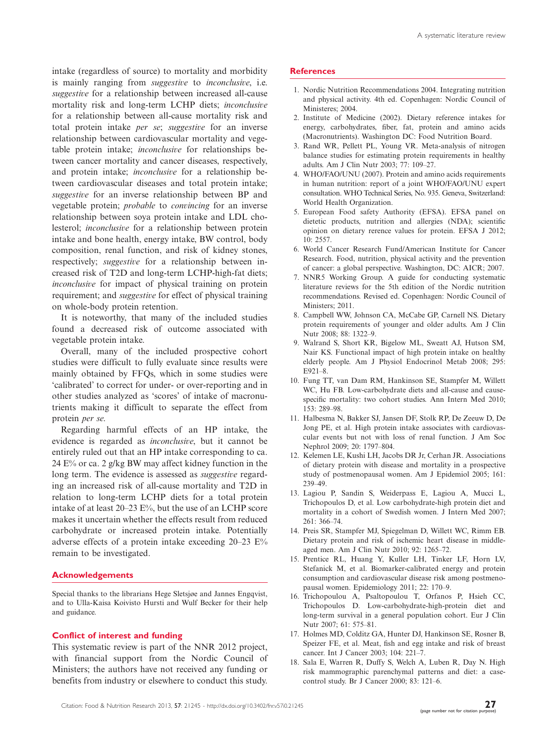intake (regardless of source) to mortality and morbidity is mainly ranging from *suggestive* to *inconclusive*, i.e. *suggestive* for a relationship between increased all-cause mortality risk and long-term LCHP diets; *inconclusive* for a relationship between all-cause mortality risk and total protein intake *per se*; *suggestive* for an inverse relationship between cardiovascular mortality and vegetable protein intake; *inconclusive* for relationships between cancer mortality and cancer diseases, respectively, and protein intake; *inconclusive* for a relationship between cardiovascular diseases and total protein intake; *suggestive* for an inverse relationship between BP and vegetable protein; *probable* to *convincing* for an inverse relationship between soya protein intake and LDL cholesterol; *inconclusive* for a relationship between protein intake and bone health, energy intake, BW control, body composition, renal function, and risk of kidney stones, respectively; *suggestive* for a relationship between increased risk of T2D and long-term LCHP-high-fat diets; *inconclusive* for impact of physical training on protein requirement; and *suggestive* for effect of physical training on whole-body protein retention.

It is noteworthy, that many of the included studies found a decreased risk of outcome associated with vegetable protein intake.

Overall, many of the included prospective cohort studies were difficult to fully evaluate since results were mainly obtained by FFQs, which in some studies were 'calibrated' to correct for under- or over-reporting and in other studies analyzed as 'scores' of intake of macronutrients making it difficult to separate the effect from protein *per se*.

Regarding harmful effects of an HP intake, the evidence is regarded as *inconclusive*, but it cannot be entirely ruled out that an HP intake corresponding to ca. 24 E% or ca. 2 g/kg BW may affect kidney function in the long term. The evidence is assessed as *suggestive* regarding an increased risk of all-cause mortality and T2D in relation to long-term LCHP diets for a total protein intake of at least 20–23 E%, but the use of an LCHP score makes it uncertain whether the effects result from reduced carbohydrate or increased protein intake. Potentially adverse effects of a protein intake exceeding 20–23 E% remain to be investigated.

## Acknowledgements

Special thanks to the librarians Hege Sletsjøe and Jannes Engqvist, and to Ulla-Kaisa Koivisto Hursti and Wulf Becker for their help and guidance.

## Conflict of interest and funding

This systematic review is part of the NNR 2012 project, with financial support from the Nordic Council of Ministers; the authors have not received any funding or benefits from industry or elsewhere to conduct this study.

## References

1. Nordic Nutrition Recommendations 2004. Integrating nutrition and physical activity. 4th ed. Copenhagen: Nordic Council of Ministeres; 2004.
2. Institute of Medicine (2002). Dietary reference intakes for energy, carbohydrates, fiber, fat, protein and amino acids (Macronutrients). Washington DC: Food Nutrition Board.
3. Rand WR, Pellett PL, Young VR. Meta-analysis of nitrogen balance studies for estimating protein requirements in healthy adults. Am J Clin Nutr 2003; 77: 109–27.
4. WHO/FAO/UNU (2007). Protein and amino acids requirements in human nutrition: report of a joint WHO/FAO/UNU expert consultation. WHO Technical Series, No. 935. Geneva, Switzerland: World Health Organization.
5. European Food safety Authority (EFSA). EFSA panel on dietetic products, nutrition and allergies (NDA); scientific opinion on dietary rerence values for protein. EFSA J 2012; 10: 2557.
6. World Cancer Research Fund/American Institute for Cancer Research. Food, nutrition, physical activity and the prevention of cancer: a global perspective. Washington, DC: AICR; 2007.
7. NNR5 Working Group. A guide for conducting systematic literature reviews for the 5th edition of the Nordic nutrition recommendations. Revised ed. Copenhagen: Nordic Council of Ministers; 2011.
8. Campbell WW, Johnson CA, McCabe GP, Carnell NS. Dietary protein requirements of younger and older adults. Am J Clin Nutr 2008; 88: 1322–9.
9. Walrand S, Short KR, Bigelow ML, Sweatt AJ, Hutson SM, Nair KS. Functional impact of high protein intake on healthy elderly people. Am J Physiol Endocrinol Metab 2008; 295: E921–8.
10. Fung TT, van Dam RM, Hankinson SE, Stampfer M, Willett WC, Hu FB. Low-carbohydrate diets and all-cause and cause-specific mortality: two cohort studies. Ann Intern Med 2010; 153: 289–98.
11. Halbesma N, Bakker SJ, Jansen DF, Stolk RP, De Zeeuw D, De Jong PE, et al. High protein intake associates with cardiovascular events but not with loss of renal function. J Am Soc Nephrol 2009; 20: 1797–804.
12. Kelemen LE, Kushi LH, Jacobs DR Jr, Cerhan JR. Associations of dietary protein with disease and mortality in a prospective study of postmenopausal women. Am J Epidemiol 2005; 161: 239–49.
13. Lagiou P, Sandin S, Weiderpass E, Lagiou A, Mucci L, Trichopoulos D, et al. Low carbohydrate-high protein diet and mortality in a cohort of Swedish women. J Intern Med 2007; 261: 366–74.
14. Preis SR, Stampfer MJ, Spiegelman D, Willett WC, Rimm EB. Dietary protein and risk of ischemic heart disease in middle-aged men. Am J Clin Nutr 2010; 92: 1265–72.
15. Prentice RL, Huang Y, Kuller LH, Tinker LF, Horn LV, Stefanick M, et al. Biomarker-calibrated energy and protein consumption and cardiovascular disease risk among postmenopausal women. Epidemiology 2011; 22: 170–9.
16. Trichopoulou A, Psaltopoulou T, Orfanos P, Hsieh CC, Trichopoulos D. Low-carbohydrate-high-protein diet and long-term survival in a general population cohort. Eur J Clin Nutr 2007; 61: 575–81.
17. Holmes MD, Colditz GA, Hunter DJ, Hankinson SE, Rosner B, Speizer FE, et al. Meat, fish and egg intake and risk of breast cancer. Int J Cancer 2003; 104: 221–7.
18. Sala E, Warren R, Duffy S, Welch A, Luben R, Day N. High risk mammographic parenchymal patterns and diet: a case-control study. Br J Cancer 2000; 83: 121–6.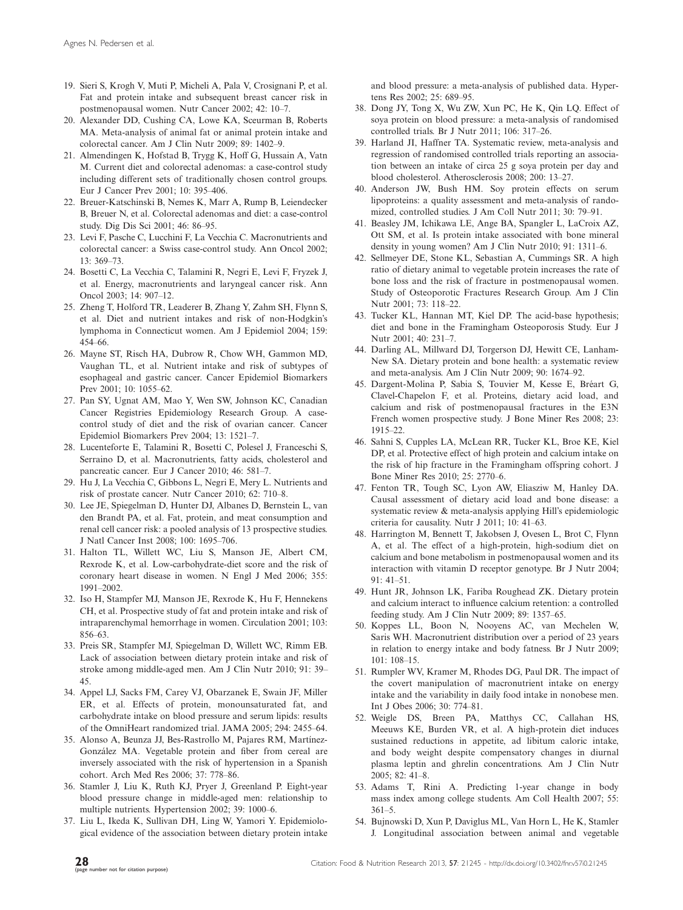19. Sieri S, Krogh V, Muti P, Micheli A, Pala V, Crosignani P, et al. Fat and protein intake and subsequent breast cancer risk in postmenopausal women. Nutr Cancer 2002; 42: 10–7.
20. Alexander DD, Cushing CA, Lowe KA, Sceurman B, Roberts MA. Meta-analysis of animal fat or animal protein intake and colorectal cancer. Am J Clin Nutr 2009; 89: 1402–9.
21. Almendingen K, Hofstad B, Trygg K, Hoff G, Hussain A, Vatn M. Current diet and colorectal adenomas: a case-control study including different sets of traditionally chosen control groups. Eur J Cancer Prev 2001; 10: 395–406.
22. Breuer-Katschinski B, Nemes K, Marr A, Rump B, Leiendecker B, Breuer N, et al. Colorectal adenomas and diet: a case-control study. Dig Dis Sci 2001; 46: 86–95.
23. Levi F, Pasche C, Lucchini F, La Vecchia C. Macronutrients and colorectal cancer: a Swiss case-control study. Ann Oncol 2002; 13: 369–73.
24. Bosetti C, La Vecchia C, Talamini R, Negri E, Levi F, Fryzek J, et al. Energy, macronutrients and laryngeal cancer risk. Ann Oncol 2003; 14: 907–12.
25. Zheng T, Holford TR, Leaderer B, Zhang Y, Zahm SH, Flynn S, et al. Diet and nutrient intakes and risk of non-Hodgkin's lymphoma in Connecticut women. Am J Epidemiol 2004; 159: 454–66.
26. Mayne ST, Risch HA, Dubrow R, Chow WH, Gammon MD, Vaughan TL, et al. Nutrient intake and risk of subtypes of esophageal and gastric cancer. Cancer Epidemiol Biomarkers Prev 2001; 10: 1055–62.
27. Pan SY, Ugnat AM, Mao Y, Wen SW, Johnson KC, Canadian Cancer Registries Epidemiology Research Group. A case-control study of diet and the risk of ovarian cancer. Cancer Epidemiol Biomarkers Prev 2004; 13: 1521–7.
28. Lucenteforte E, Talamini R, Bosetti C, Polesel J, Franceschi S, Serraino D, et al. Macronutrients, fatty acids, cholesterol and pancreatic cancer. Eur J Cancer 2010; 46: 581–7.
29. Hu J, La Vecchia C, Gibbons L, Negri E, Mery L. Nutrients and risk of prostate cancer. Nutr Cancer 2010; 62: 710–8.
30. Lee JE, Spiegelman D, Hunter DJ, Albanes D, Bernstein L, van den Brandt PA, et al. Fat, protein, and meat consumption and renal cell cancer risk: a pooled analysis of 13 prospective studies. J Natl Cancer Inst 2008; 100: 1695–706.
31. Halton TL, Willett WC, Liu S, Manson JE, Albert CM, Rexrode K, et al. Low-carbohydrate-diet score and the risk of coronary heart disease in women. N Engl J Med 2006; 355: 1991–2002.
32. Iso H, Stampfer MJ, Manson JE, Rexrode K, Hu F, Hennekens CH, et al. Prospective study of fat and protein intake and risk of intraparenchymal hemorrhage in women. Circulation 2001; 103: 856–63.
33. Preis SR, Stampfer MJ, Spiegelman D, Willett WC, Rimm EB. Lack of association between dietary protein intake and risk of stroke among middle-aged men. Am J Clin Nutr 2010; 91: 39–45.
34. Appel LJ, Sacks FM, Carey VJ, Obarzanek E, Swain JF, Miller ER, et al. Effects of protein, monounsaturated fat, and carbohydrate intake on blood pressure and serum lipids: results of the OmniHeart randomized trial. JAMA 2005; 294: 2455–64.
35. Alonso A, Beunza JJ, Bes-Rastrollo M, Pajares RM, Martínez-González MA. Vegetable protein and fiber from cereal are inversely associated with the risk of hypertension in a Spanish cohort. Arch Med Res 2006; 37: 778–86.
36. Stamler J, Liu K, Ruth KJ, Pryer J, Greenland P. Eight-year blood pressure change in middle-aged men: relationship to multiple nutrients. Hypertension 2002; 39: 1000–6.
37. Liu L, Ikeda K, Sullivan DH, Ling W, Yamori Y. Epidemiological evidence of the association between dietary protein intake and blood pressure: a meta-analysis of published data. Hypertens Res 2002; 25: 689–95.
38. Dong JY, Tong X, Wu ZW, Xun PC, He K, Qin LQ. Effect of soya protein on blood pressure: a meta-analysis of randomised controlled trials. Br J Nutr 2011; 106: 317–26.
39. Harland JI, Haffner TA. Systematic review, meta-analysis and regression of randomised controlled trials reporting an association between an intake of circa 25 g soya protein per day and blood cholesterol. Atherosclerosis 2008; 200: 13–27.
40. Anderson JW, Bush HM. Soy protein effects on serum lipoproteins: a quality assessment and meta-analysis of randomized, controlled studies. J Am Coll Nutr 2011; 30: 79–91.
41. Beasley JM, Ichikawa LE, Ange BA, Spangler L, LaCroix AZ, Ott SM, et al. Is protein intake associated with bone mineral density in young women? Am J Clin Nutr 2010; 91: 1311–6.
42. Sellmeyer DE, Stone KL, Sebastian A, Cummings SR. A high ratio of dietary animal to vegetable protein increases the rate of bone loss and the risk of fracture in postmenopausal women. Study of Osteoporotic Fractures Research Group. Am J Clin Nutr 2001; 73: 118–22.
43. Tucker KL, Hannan MT, Kiel DP. The acid-base hypothesis; diet and bone in the Framingham Osteoporosis Study. Eur J Nutr 2001; 40: 231–7.
44. Darling AL, Millward DJ, Torgerson DJ, Hewitt CE, Lanham-New SA. Dietary protein and bone health: a systematic review and meta-analysis. Am J Clin Nutr 2009; 90: 1674–92.
45. Dargent-Molina P, Sabia S, Touvier M, Kesse E, Bréart G, Clavel-Chapelon F, et al. Proteins, dietary acid load, and calcium and risk of postmenopausal fractures in the E3N French women prospective study. J Bone Miner Res 2008; 23: 1915–22.
46. Sahni S, Cupples LA, McLean RR, Tucker KL, Broe KE, Kiel DP, et al. Protective effect of high protein and calcium intake on the risk of hip fracture in the Framingham offspring cohort. J Bone Miner Res 2010; 25: 2770–6.
47. Fenton TR, Tough SC, Lyon AW, Eliasziw M, Hanley DA. Causal assessment of dietary acid load and bone disease: a systematic review & meta-analysis applying Hill's epidemiologic criteria for causality. Nutr J 2011; 10: 41–63.
48. Harrington M, Bennett T, Jakobsen J, Ovesen L, Brot C, Flynn A, et al. The effect of a high-protein, high-sodium diet on calcium and bone metabolism in postmenopausal women and its interaction with vitamin D receptor genotype. Br J Nutr 2004; 91: 41–51.
49. Hunt JR, Johnson LK, Fariba Roughead ZK. Dietary protein and calcium interact to influence calcium retention: a controlled feeding study. Am J Clin Nutr 2009; 89: 1357–65.
50. Koppes LL, Boon N, Nooyens AC, van Mechelen W, Saris WH. Macronutrient distribution over a period of 23 years in relation to energy intake and body fatness. Br J Nutr 2009; 101: 108–15.
51. Rumpler WV, Kramer M, Rhodes DG, Paul DR. The impact of the covert manipulation of macronutrient intake on energy intake and the variability in daily food intake in nonobese men. Int J Obes 2006; 30: 774–81.
52. Weigle DS, Breen PA, Matthys CC, Callahan HS, Meeuws KE, Burden VR, et al. A high-protein diet induces sustained reductions in appetite, ad libitum caloric intake, and body weight despite compensatory changes in diurnal plasma leptin and ghrelin concentrations. Am J Clin Nutr 2005; 82: 41–8.
53. Adams T, Rini A. Predicting 1-year change in body mass index among college students. Am Coll Health 2007; 55: 361–5.
54. Bujnowski D, Xun P, Daviglus ML, Van Horn L, He K, Stamler J. Longitudinal association between animal and vegetable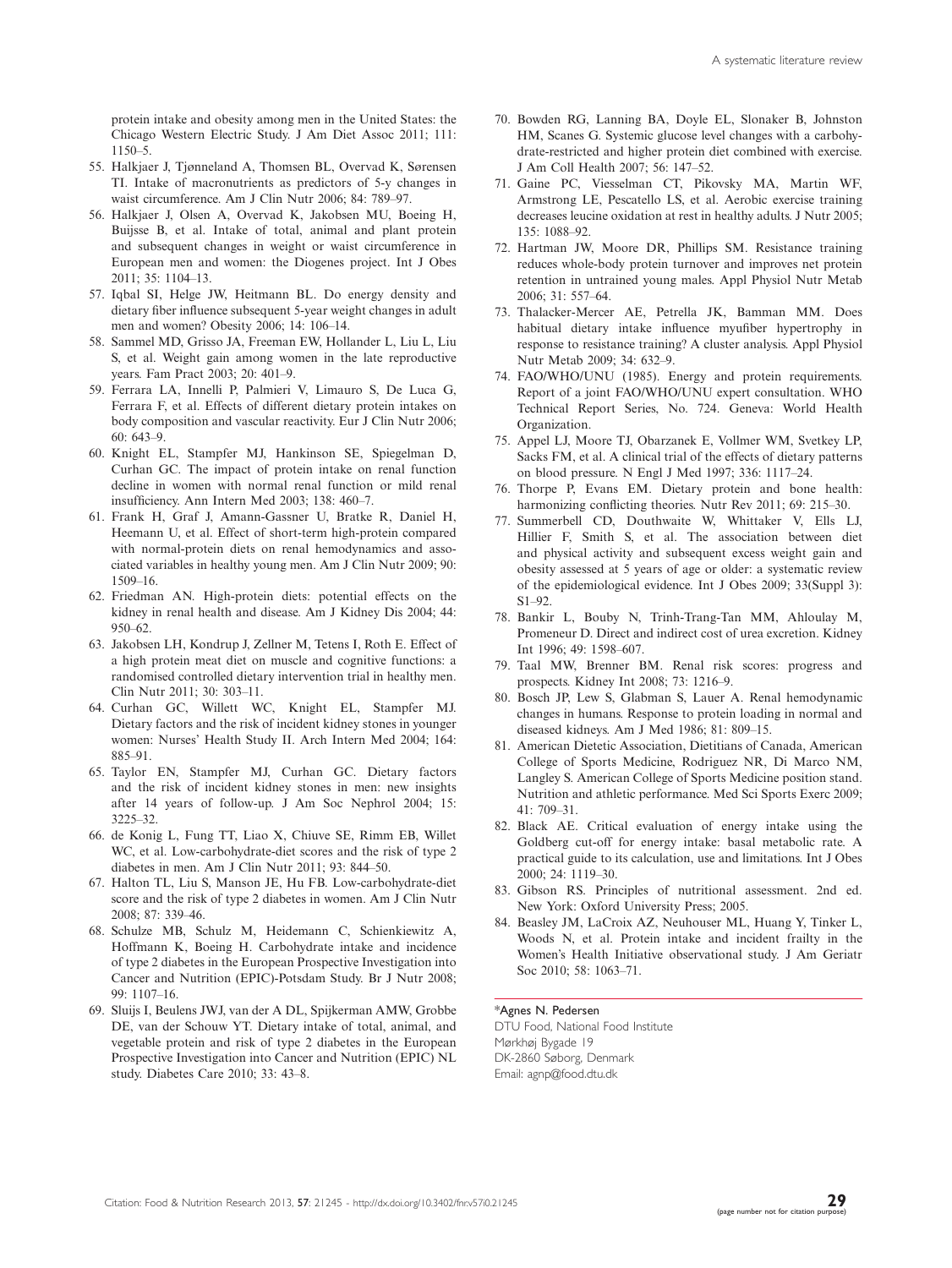protein intake and obesity among men in the United States: the Chicago Western Electric Study. J Am Diet Assoc 2011; 111: 1150–5.

55. Halkjaer J, Tjønneland A, Thomsen BL, Overvad K, Sørensen TI. Intake of macronutrients as predictors of 5-y changes in waist circumference. Am J Clin Nutr 2006; 84: 789–97.
56. Halkjaer J, Olsen A, Overvad K, Jakobsen MU, Boeing H, Buijsse B, et al. Intake of total, animal and plant protein and subsequent changes in weight or waist circumference in European men and women: the Diogenes project. Int J Obes 2011; 35: 1104–13.
57. Iqbal SI, Helge JW, Heitmann BL. Do energy density and dietary fiber influence subsequent 5-year weight changes in adult men and women? Obesity 2006; 14: 106–14.
58. Sammel MD, Grisso JA, Freeman EW, Hollander L, Liu L, Liu S, et al. Weight gain among women in the late reproductive years. Fam Pract 2003; 20: 401–9.
59. Ferrara LA, Innelli P, Palmieri V, Limauro S, De Luca G, Ferrara F, et al. Effects of different dietary protein intakes on body composition and vascular reactivity. Eur J Clin Nutr 2006; 60: 643–9.
60. Knight EL, Stampfer MJ, Hankinson SE, Spiegelman D, Curhan GC. The impact of protein intake on renal function decline in women with normal renal function or mild renal insufficiency. Ann Intern Med 2003; 138: 460–7.
61. Frank H, Graf J, Amann-Gassner U, Bratke R, Daniel H, Heemann U, et al. Effect of short-term high-protein compared with normal-protein diets on renal hemodynamics and associated variables in healthy young men. Am J Clin Nutr 2009; 90: 1509–16.
62. Friedman AN. High-protein diets: potential effects on the kidney in renal health and disease. Am J Kidney Dis 2004; 44: 950–62.
63. Jakobsen LH, Kondrup J, Zellner M, Tetens I, Roth E. Effect of a high protein meat diet on muscle and cognitive functions: a randomised controlled dietary intervention trial in healthy men. Clin Nutr 2011; 30: 303–11.
64. Curhan GC, Willett WC, Knight EL, Stampfer MJ. Dietary factors and the risk of incident kidney stones in younger women: Nurses' Health Study II. Arch Intern Med 2004; 164: 885–91.
65. Taylor EN, Stampfer MJ, Curhan GC. Dietary factors and the risk of incident kidney stones in men: new insights after 14 years of follow-up. J Am Soc Nephrol 2004; 15: 3225–32.
66. de Konig L, Fung TT, Liao X, Chiuve SE, Rimm EB, Willet WC, et al. Low-carbohydrate-diet scores and the risk of type 2 diabetes in men. Am J Clin Nutr 2011; 93: 844–50.
67. Halton TL, Liu S, Manson JE, Hu FB. Low-carbohydrate-diet score and the risk of type 2 diabetes in women. Am J Clin Nutr 2008; 87: 339–46.
68. Schulze MB, Schulz M, Heidemann C, Schienkiewitz A, Hoffmann K, Boeing H. Carbohydrate intake and incidence of type 2 diabetes in the European Prospective Investigation into Cancer and Nutrition (EPIC)-Potsdam Study. Br J Nutr 2008; 99: 1107–16.
69. Sluijs I, Beulens JWJ, van der A DL, Spijkerman AMW, Grobbe DE, van der Schouw YT. Dietary intake of total, animal, and vegetable protein and risk of type 2 diabetes in the European Prospective Investigation into Cancer and Nutrition (EPIC) NL study. Diabetes Care 2010; 33: 43–8.
70. Bowden RG, Lanning BA, Doyle EL, Slonaker B, Johnston HM, Scanes G. Systemic glucose level changes with a carbohydrate-restricted and higher protein diet combined with exercise. J Am Coll Health 2007; 56: 147–52.
71. Gaine PC, Viesselman CT, Pikovsky MA, Martin WF, Armstrong LE, Pescatello LS, et al. Aerobic exercise training decreases leucine oxidation at rest in healthy adults. J Nutr 2005; 135: 1088–92.
72. Hartman JW, Moore DR, Phillips SM. Resistance training reduces whole-body protein turnover and improves net protein retention in untrained young males. Appl Physiol Nutr Metab 2006; 31: 557–64.
73. Thalacker-Mercer AE, Petrella JK, Bamman MM. Does habitual dietary intake influence myufiber hypertrophy in response to resistance training? A cluster analysis. Appl Physiol Nutr Metab 2009; 34: 632–9.
74. FAO/WHO/UNU (1985). Energy and protein requirements. Report of a joint FAO/WHO/UNU expert consultation. WHO Technical Report Series, No. 724. Geneva: World Health Organization.
75. Appel LJ, Moore TJ, Obarzanek E, Vollmer WM, Svetkey LP, Sacks FM, et al. A clinical trial of the effects of dietary patterns on blood pressure. N Engl J Med 1997; 336: 1117–24.
76. Thorpe P, Evans EM. Dietary protein and bone health: harmonizing conflicting theories. Nutr Rev 2011; 69: 215–30.
77. Summerbell CD, Douthwaite W, Whittaker V, Ells LJ, Hillier F, Smith S, et al. The association between diet and physical activity and subsequent excess weight gain and obesity assessed at 5 years of age or older: a systematic review of the epidemiological evidence. Int J Obes 2009; 33(Suppl 3): S1–92.
78. Bankir L, Bouby N, Trinh-Trang-Tan MM, Ahloulay M, Promeneur D. Direct and indirect cost of urea excretion. Kidney Int 1996; 49: 1598–607.
79. Taal MW, Brenner BM. Renal risk scores: progress and prospects. Kidney Int 2008; 73: 1216–9.
80. Bosch JP, Lew S, Glabman S, Lauer A. Renal hemodynamic changes in humans. Response to protein loading in normal and diseased kidneys. Am J Med 1986; 81: 809–15.
81. American Dietetic Association, Dietitians of Canada, American College of Sports Medicine, Rodriguez NR, Di Marco NM, Langley S. American College of Sports Medicine position stand. Nutrition and athletic performance. Med Sci Sports Exerc 2009; 41: 709–31.
82. Black AE. Critical evaluation of energy intake using the Goldberg cut-off for energy intake: basal metabolic rate. A practical guide to its calculation, use and limitations. Int J Obes 2000; 24: 1119–30.
83. Gibson RS. Principles of nutritional assessment. 2nd ed. New York: Oxford University Press; 2005.
84. Beasley JM, LaCroix AZ, Neuhouser ML, Huang Y, Tinker L, Woods N, et al. Protein intake and incident frailty in the Women's Health Initiative observational study. J Am Geriatr Soc 2010; 58: 1063–71.

*Agnes N. Pedersen
DTU Food, National Food Institute
Mørkhøj Bygade 19
DK-2860 Søborg, Denmark
Email: agnp@food.dtu.dk